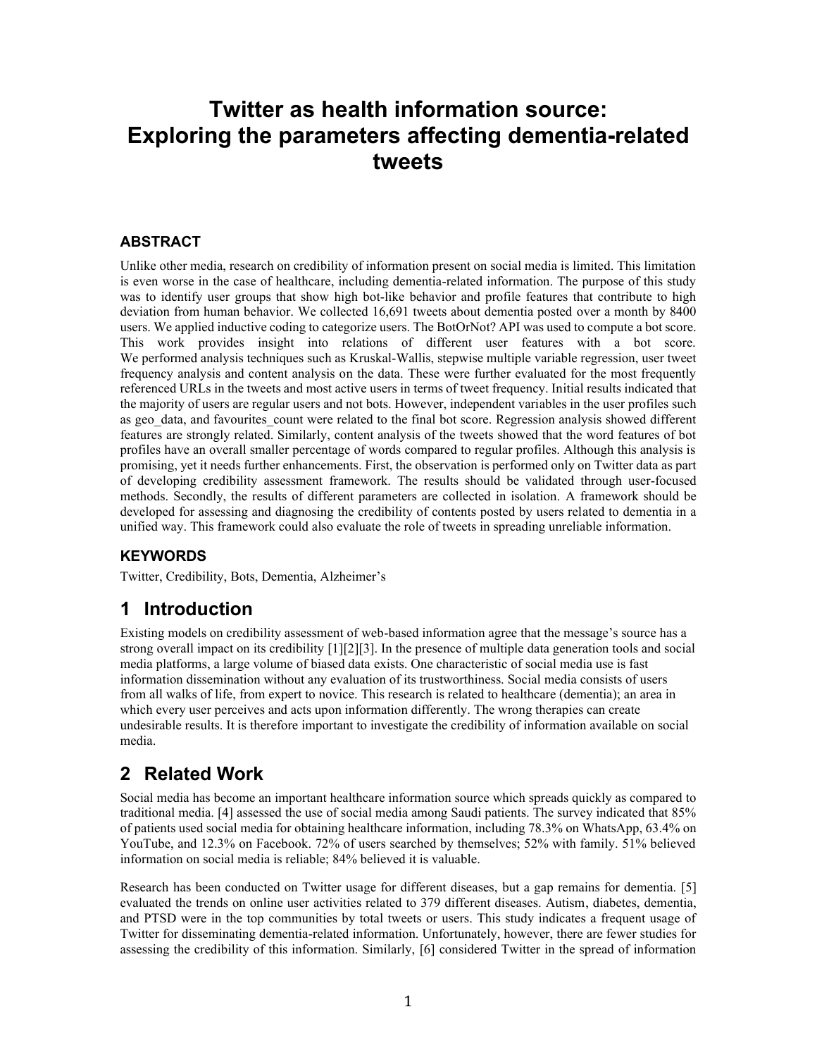# Twitter as health information source: Exploring the parameters affecting dementia-related tweets

## ABSTRACT

Unlike other media, research on credibility of information present on social media is limited. This limitation is even worse in the case of healthcare, including dementia-related information. The purpose of this study was to identify user groups that show high bot-like behavior and profile features that contribute to high deviation from human behavior. We collected 16,691 tweets about dementia posted over a month by 8400 users. We applied inductive coding to categorize users. The BotOrNot? API was used to compute a bot score. This work provides insight into relations of different user features with a bot score. We performed analysis techniques such as Kruskal-Wallis, stepwise multiple variable regression, user tweet frequency analysis and content analysis on the data. These were further evaluated for the most frequently referenced URLs in the tweets and most active users in terms of tweet frequency. Initial results indicated that the majority of users are regular users and not bots. However, independent variables in the user profiles such as geo_data, and favourites_count were related to the final bot score. Regression analysis showed different features are strongly related. Similarly, content analysis of the tweets showed that the word features of bot profiles have an overall smaller percentage of words compared to regular profiles. Although this analysis is promising, yet it needs further enhancements. First, the observation is performed only on Twitter data as part of developing credibility assessment framework. The results should be validated through user-focused methods. Secondly, the results of different parameters are collected in isolation. A framework should be developed for assessing and diagnosing the credibility of contents posted by users related to dementia in a unified way. This framework could also evaluate the role of tweets in spreading unreliable information.

### KEYWORDS

Twitter, Credibility, Bots, Dementia, Alzheimer's

## 1 Introduction

Existing models on credibility assessment of web-based information agree that the message's source has a strong overall impact on its credibility [1][2][3]. In the presence of multiple data generation tools and social media platforms, a large volume of biased data exists. One characteristic of social media use is fast information dissemination without any evaluation of its trustworthiness. Social media consists of users from all walks of life, from expert to novice. This research is related to healthcare (dementia); an area in which every user perceives and acts upon information differently. The wrong therapies can create undesirable results. It is therefore important to investigate the credibility of information available on social media.

## 2 Related Work

Social media has become an important healthcare information source which spreads quickly as compared to traditional media. [4] assessed the use of social media among Saudi patients. The survey indicated that 85% of patients used social media for obtaining healthcare information, including 78.3% on WhatsApp, 63.4% on YouTube, and 12.3% on Facebook. 72% of users searched by themselves; 52% with family. 51% believed information on social media is reliable; 84% believed it is valuable.

Research has been conducted on Twitter usage for different diseases, but a gap remains for dementia. [5] evaluated the trends on online user activities related to 379 different diseases. Autism, diabetes, dementia, and PTSD were in the top communities by total tweets or users. This study indicates a frequent usage of Twitter for disseminating dementia-related information. Unfortunately, however, there are fewer studies for assessing the credibility of this information. Similarly, [6] considered Twitter in the spread of information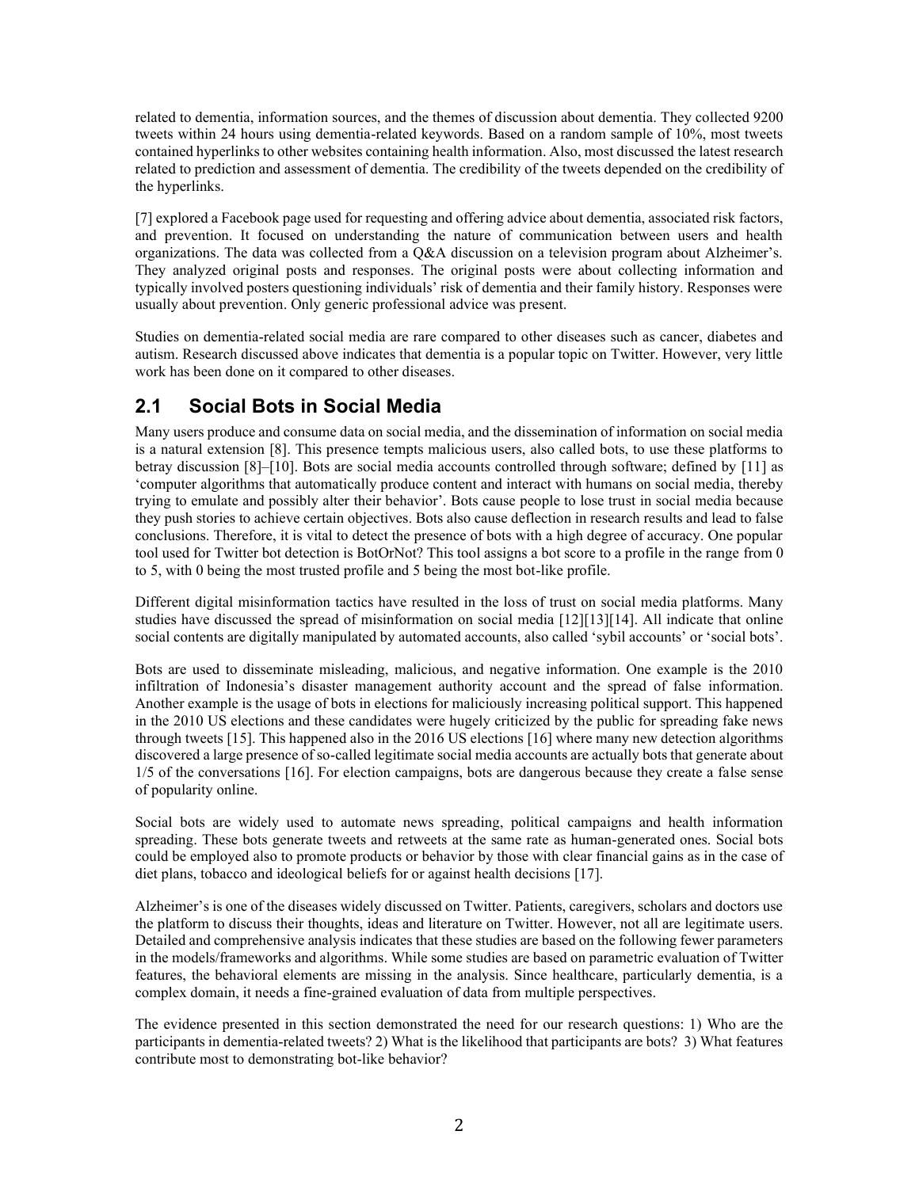related to dementia, information sources, and the themes of discussion about dementia. They collected 9200 tweets within 24 hours using dementia-related keywords. Based on a random sample of 10%, most tweets contained hyperlinks to other websites containing health information. Also, most discussed the latest research related to prediction and assessment of dementia. The credibility of the tweets depended on the credibility of the hyperlinks.

[7] explored a Facebook page used for requesting and offering advice about dementia, associated risk factors, and prevention. It focused on understanding the nature of communication between users and health organizations. The data was collected from a Q&A discussion on a television program about Alzheimer's. They analyzed original posts and responses. The original posts were about collecting information and typically involved posters questioning individuals' risk of dementia and their family history. Responses were usually about prevention. Only generic professional advice was present.

Studies on dementia-related social media are rare compared to other diseases such as cancer, diabetes and autism. Research discussed above indicates that dementia is a popular topic on Twitter. However, very little work has been done on it compared to other diseases.

## 2.1 Social Bots in Social Media

Many users produce and consume data on social media, and the dissemination of information on social media is a natural extension [8]. This presence tempts malicious users, also called bots, to use these platforms to betray discussion [8]–[10]. Bots are social media accounts controlled through software; defined by [11] as 'computer algorithms that automatically produce content and interact with humans on social media, thereby trying to emulate and possibly alter their behavior'. Bots cause people to lose trust in social media because they push stories to achieve certain objectives. Bots also cause deflection in research results and lead to false conclusions. Therefore, it is vital to detect the presence of bots with a high degree of accuracy. One popular tool used for Twitter bot detection is BotOrNot? This tool assigns a bot score to a profile in the range from 0 to 5, with 0 being the most trusted profile and 5 being the most bot-like profile.

Different digital misinformation tactics have resulted in the loss of trust on social media platforms. Many studies have discussed the spread of misinformation on social media [12][13][14]. All indicate that online social contents are digitally manipulated by automated accounts, also called 'sybil accounts' or 'social bots'.

Bots are used to disseminate misleading, malicious, and negative information. One example is the 2010 infiltration of Indonesia's disaster management authority account and the spread of false information. Another example is the usage of bots in elections for maliciously increasing political support. This happened in the 2010 US elections and these candidates were hugely criticized by the public for spreading fake news through tweets [15]. This happened also in the 2016 US elections [16] where many new detection algorithms discovered a large presence of so-called legitimate social media accounts are actually bots that generate about 1/5 of the conversations [16]. For election campaigns, bots are dangerous because they create a false sense of popularity online.

Social bots are widely used to automate news spreading, political campaigns and health information spreading. These bots generate tweets and retweets at the same rate as human-generated ones. Social bots could be employed also to promote products or behavior by those with clear financial gains as in the case of diet plans, tobacco and ideological beliefs for or against health decisions [17].

Alzheimer's is one of the diseases widely discussed on Twitter. Patients, caregivers, scholars and doctors use the platform to discuss their thoughts, ideas and literature on Twitter. However, not all are legitimate users. Detailed and comprehensive analysis indicates that these studies are based on the following fewer parameters in the models/frameworks and algorithms. While some studies are based on parametric evaluation of Twitter features, the behavioral elements are missing in the analysis. Since healthcare, particularly dementia, is a complex domain, it needs a fine-grained evaluation of data from multiple perspectives.

The evidence presented in this section demonstrated the need for our research questions: 1) Who are the participants in dementia-related tweets? 2) What is the likelihood that participants are bots? 3) What features contribute most to demonstrating bot-like behavior?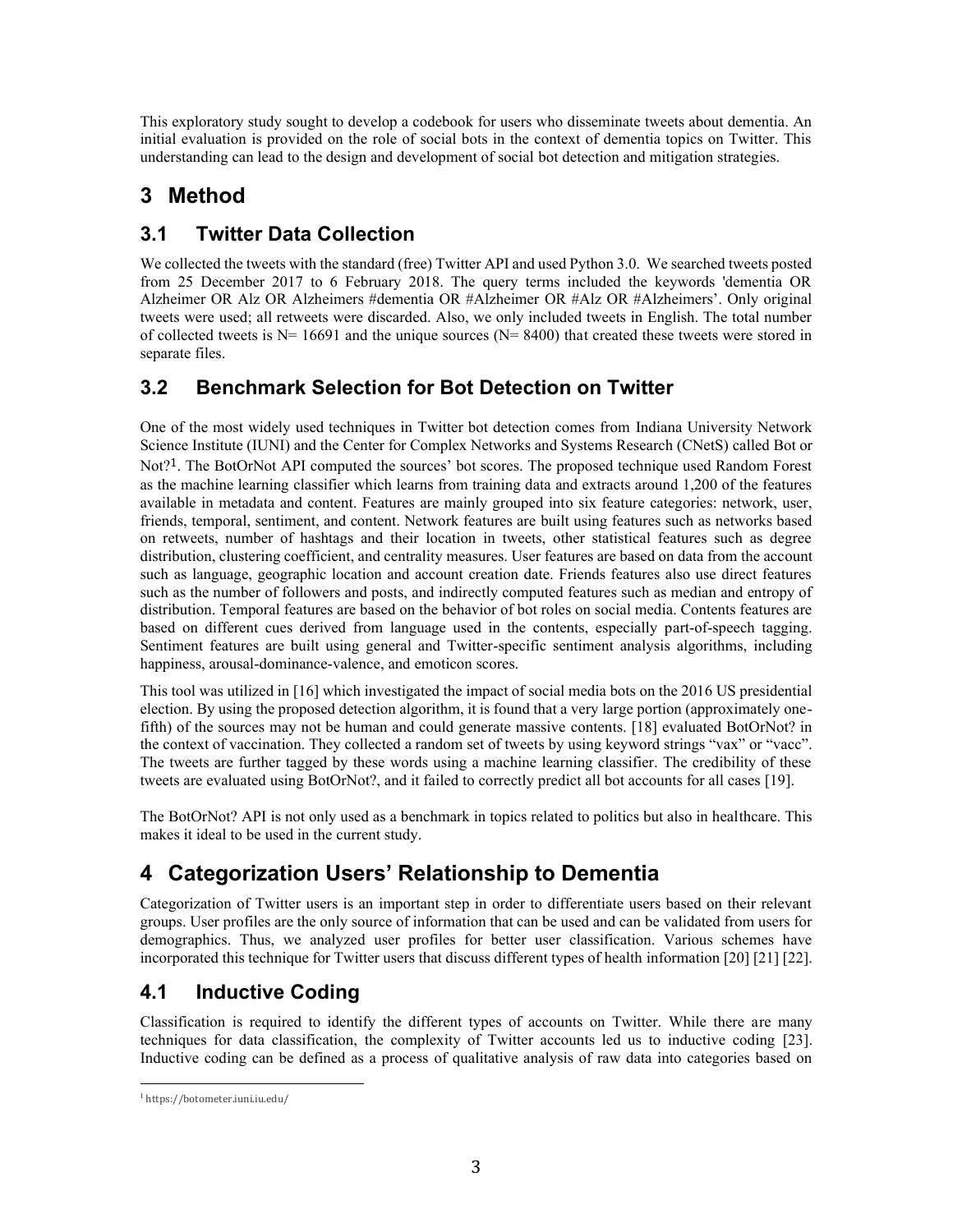This exploratory study sought to develop a codebook for users who disseminate tweets about dementia. An initial evaluation is provided on the role of social bots in the context of dementia topics on Twitter. This understanding can lead to the design and development of social bot detection and mitigation strategies.

# 3 Method

## 3.1 Twitter Data Collection

We collected the tweets with the standard (free) Twitter API and used Python 3.0. We searched tweets posted from 25 December 2017 to 6 February 2018. The query terms included the keywords 'dementia OR Alzheimer OR Alz OR Alzheimers #dementia OR #Alzheimer OR #Alz OR #Alzheimers'. Only original tweets were used; all retweets were discarded. Also, we only included tweets in English. The total number of collected tweets is N= 16691 and the unique sources (N= 8400) that created these tweets were stored in separate files.

## 3.2 Benchmark Selection for Bot Detection on Twitter

One of the most widely used techniques in Twitter bot detection comes from Indiana University Network Science Institute (IUNI) and the Center for Complex Networks and Systems Research (CNetS) called Bot or Not?[1]. The BotOrNot API computed the sources' bot scores. The proposed technique used Random Forest as the machine learning classifier which learns from training data and extracts around 1,200 of the features available in metadata and content. Features are mainly grouped into six feature categories: network, user, friends, temporal, sentiment, and content. Network features are built using features such as networks based on retweets, number of hashtags and their location in tweets, other statistical features such as degree distribution, clustering coefficient, and centrality measures. User features are based on data from the account such as language, geographic location and account creation date. Friends features also use direct features such as the number of followers and posts, and indirectly computed features such as median and entropy of distribution. Temporal features are based on the behavior of bot roles on social media. Contents features are based on different cues derived from language used in the contents, especially part-of-speech tagging. Sentiment features are built using general and Twitter-specific sentiment analysis algorithms, including happiness, arousal-dominance-valence, and emoticon scores.

This tool was utilized in [16] which investigated the impact of social media bots on the 2016 US presidential election. By using the proposed detection algorithm, it is found that a very large portion (approximately one-fifth) of the sources may not be human and could generate massive contents. [18] evaluated BotOrNot? in the context of vaccination. They collected a random set of tweets by using keyword strings "vax" or "vacc". The tweets are further tagged by these words using a machine learning classifier. The credibility of these tweets are evaluated using BotOrNot?, and it failed to correctly predict all bot accounts for all cases [19].

The BotOrNot? API is not only used as a benchmark in topics related to politics but also in healthcare. This makes it ideal to be used in the current study.

# 4 Categorization Users' Relationship to Dementia

Categorization of Twitter users is an important step in order to differentiate users based on their relevant groups. User profiles are the only source of information that can be used and can be validated from users for demographics. Thus, we analyzed user profiles for better user classification. Various schemes have incorporated this technique for Twitter users that discuss different types of health information [20] [21] [22].

## 4.1 Inductive Coding

Classification is required to identify the different types of accounts on Twitter. While there are many techniques for data classification, the complexity of Twitter accounts led us to inductive coding [23]. Inductive coding can be defined as a process of qualitative analysis of raw data into categories based on

[1] https://botometer.iuni.iu.edu/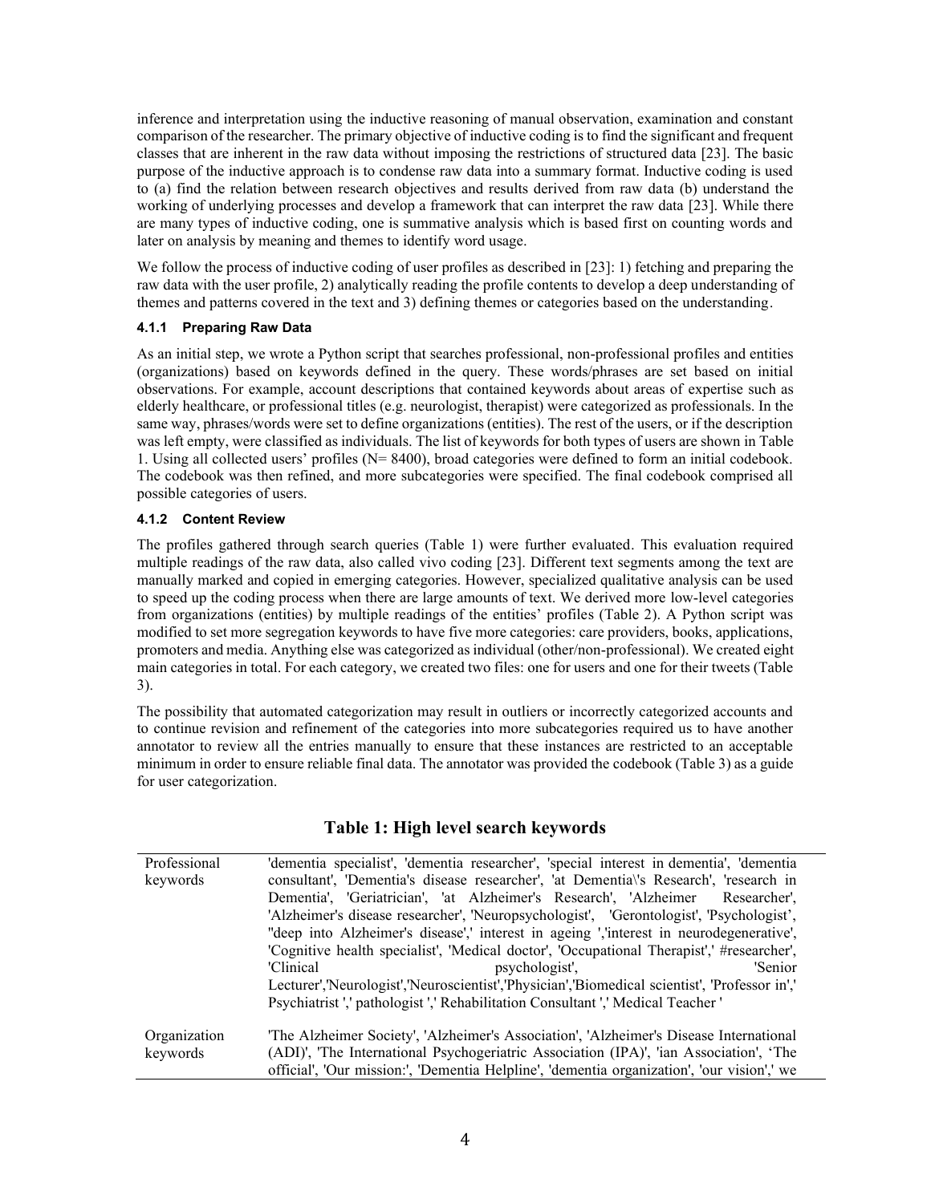inference and interpretation using the inductive reasoning of manual observation, examination and constant comparison of the researcher. The primary objective of inductive coding is to find the significant and frequent classes that are inherent in the raw data without imposing the restrictions of structured data [23]. The basic purpose of the inductive approach is to condense raw data into a summary format. Inductive coding is used to (a) find the relation between research objectives and results derived from raw data (b) understand the working of underlying processes and develop a framework that can interpret the raw data [23]. While there are many types of inductive coding, one is summative analysis which is based first on counting words and later on analysis by meaning and themes to identify word usage.

We follow the process of inductive coding of user profiles as described in [23]: 1) fetching and preparing the raw data with the user profile, 2) analytically reading the profile contents to develop a deep understanding of themes and patterns covered in the text and 3) defining themes or categories based on the understanding.

#### 4.1.1 Preparing Raw Data

As an initial step, we wrote a Python script that searches professional, non-professional profiles and entities (organizations) based on keywords defined in the query. These words/phrases are set based on initial observations. For example, account descriptions that contained keywords about areas of expertise such as elderly healthcare, or professional titles (e.g. neurologist, therapist) were categorized as professionals. In the same way, phrases/words were set to define organizations (entities). The rest of the users, or if the description was left empty, were classified as individuals. The list of keywords for both types of users are shown in Table 1. Using all collected users' profiles (N= 8400), broad categories were defined to form an initial codebook. The codebook was then refined, and more subcategories were specified. The final codebook comprised all possible categories of users.

#### 4.1.2 Content Review

The profiles gathered through search queries (Table 1) were further evaluated. This evaluation required multiple readings of the raw data, also called vivo coding [23]. Different text segments among the text are manually marked and copied in emerging categories. However, specialized qualitative analysis can be used to speed up the coding process when there are large amounts of text. We derived more low-level categories from organizations (entities) by multiple readings of the entities' profiles (Table 2). A Python script was modified to set more segregation keywords to have five more categories: care providers, books, applications, promoters and media. Anything else was categorized as individual (other/non-professional). We created eight main categories in total. For each category, we created two files: one for users and one for their tweets (Table 3).

The possibility that automated categorization may result in outliers or incorrectly categorized accounts and to continue revision and refinement of the categories into more subcategories required us to have another annotator to review all the entries manually to ensure that these instances are restricted to an acceptable minimum in order to ensure reliable final data. The annotator was provided the codebook (Table 3) as a guide for user categorization.

**Table 1: High level search keywords**

| | |
|---|---|
| Professional keywords | 'dementia specialist', 'dementia researcher', 'special interest in dementia', 'dementia consultant', 'Dementia's disease researcher', 'at Dementia\'s Research', 'research in Dementia', 'Geriatrician', 'at Alzheimer's Research', 'Alzheimer Researcher', 'Alzheimer's disease researcher', 'Neuropsychologist', 'Gerontologist', 'Psychologist', "deep into Alzheimer's disease',' interest in ageing ','interest in neurodegenerative', 'Cognitive health specialist', 'Medical doctor', 'Occupational Therapist',' #researcher', 'Clinical psychologist', 'Senior Lecturer','Neurologist','Neuroscientist','Physician','Biomedical scientist', 'Professor in',' Psychiatrist ',' pathologist ',' Rehabilitation Consultant ',' Medical Teacher ' |
| Organization keywords | 'The Alzheimer Society', 'Alzheimer's Association', 'Alzheimer's Disease International (ADI)', 'The International Psychogeriatric Association (IPA)', 'ian Association', 'The official', 'Our mission:', 'Dementia Helpline', 'dementia organization', 'our vision',' we |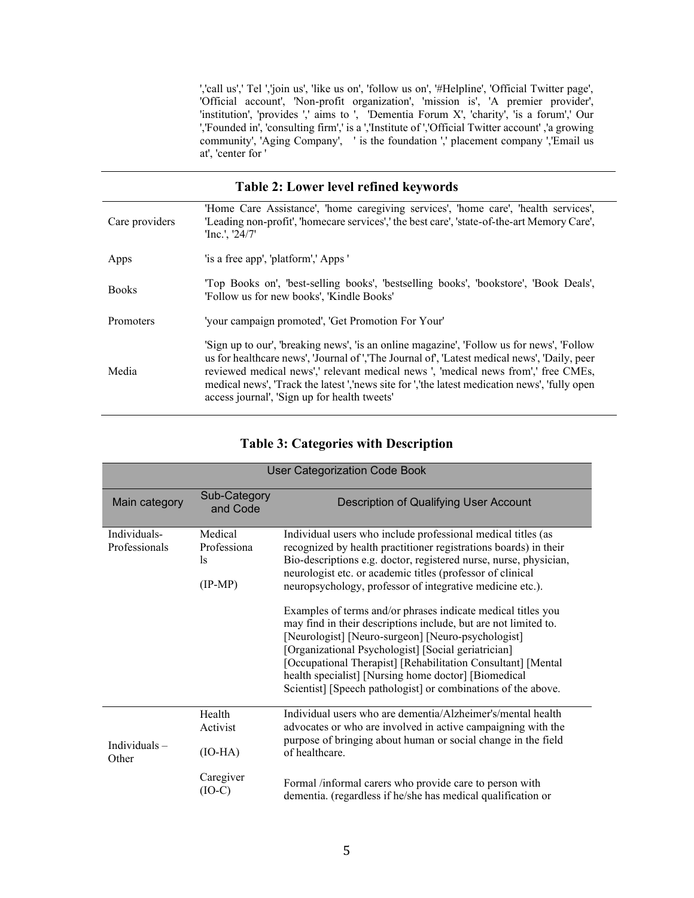','call us',' Tel ','join us', 'like us on', 'follow us on', '#Helpline', 'Official Twitter page', 'Official account', 'Non-profit organization', 'mission is', 'A premier provider', 'institution', 'provides ',' aims to ', 'Dementia Forum X', 'charity', 'is a forum',' Our ','Founded in', 'consulting firm',' is a ','Institute of ','Official Twitter account' ,'a growing community', 'Aging Company', ' is the foundation ',' placement company ','Email us at', 'center for '

**Table 2: Lower level refined keywords**

| | |
|---|---|
| Care providers | 'Home Care Assistance', 'home caregiving services', 'home care', 'health services', 'Leading non-profit', 'homecare services',' the best care', 'state-of-the-art Memory Care', 'Inc.', '24/7' |
| Apps | 'is a free app', 'platform',' Apps ' |
| Books | 'Top Books on', 'best-selling books', 'bestselling books', 'bookstore', 'Book Deals', 'Follow us for new books', 'Kindle Books' |
| Promoters | 'your campaign promoted', 'Get Promotion For Your' |
| Media | 'Sign up to our', 'breaking news', 'is an online magazine', 'Follow us for news', 'Follow us for healthcare news', 'Journal of ','The Journal of', 'Latest medical news', 'Daily, peer reviewed medical news',' relevant medical news ', 'medical news from',' free CMEs, medical news', 'Track the latest ','news site for ','the latest medication news', 'fully open access journal', 'Sign up for health tweets' |

**Table 3: Categories with Description**

| User Categorization Code Book | | |
|---|---|---|
| Main category | Sub-Category and Code | Description of Qualifying User Account |
| Individuals-Professionals | Medical Professionals (IP-MP) | Individual users who include professional medical titles (as recognized by health practitioner registrations boards) in their Bio-descriptions e.g. doctor, registered nurse, nurse, physician, neurologist etc. or academic titles (professor of clinical neuropsychology, professor of integrative medicine etc.).<br><br>Examples of terms and/or phrases indicate medical titles you may find in their descriptions include, but are not limited to. [Neurologist] [Neuro-surgeon] [Neuro-psychologist] [Organizational Psychologist] [Social geriatrician] [Occupational Therapist] [Rehabilitation Consultant] [Mental health specialist] [Nursing home doctor] [Biomedical Scientist] [Speech pathologist] or combinations of the above. |
| Individuals – Other | Health Activist (IO-HA) | Individual users who are dementia/Alzheimer's/mental health advocates or who are involved in active campaigning with the purpose of bringing about human or social change in the field of healthcare. |
| | Caregiver (IO-C) | Formal /informal carers who provide care to person with dementia. (regardless if he/she has medical qualification or |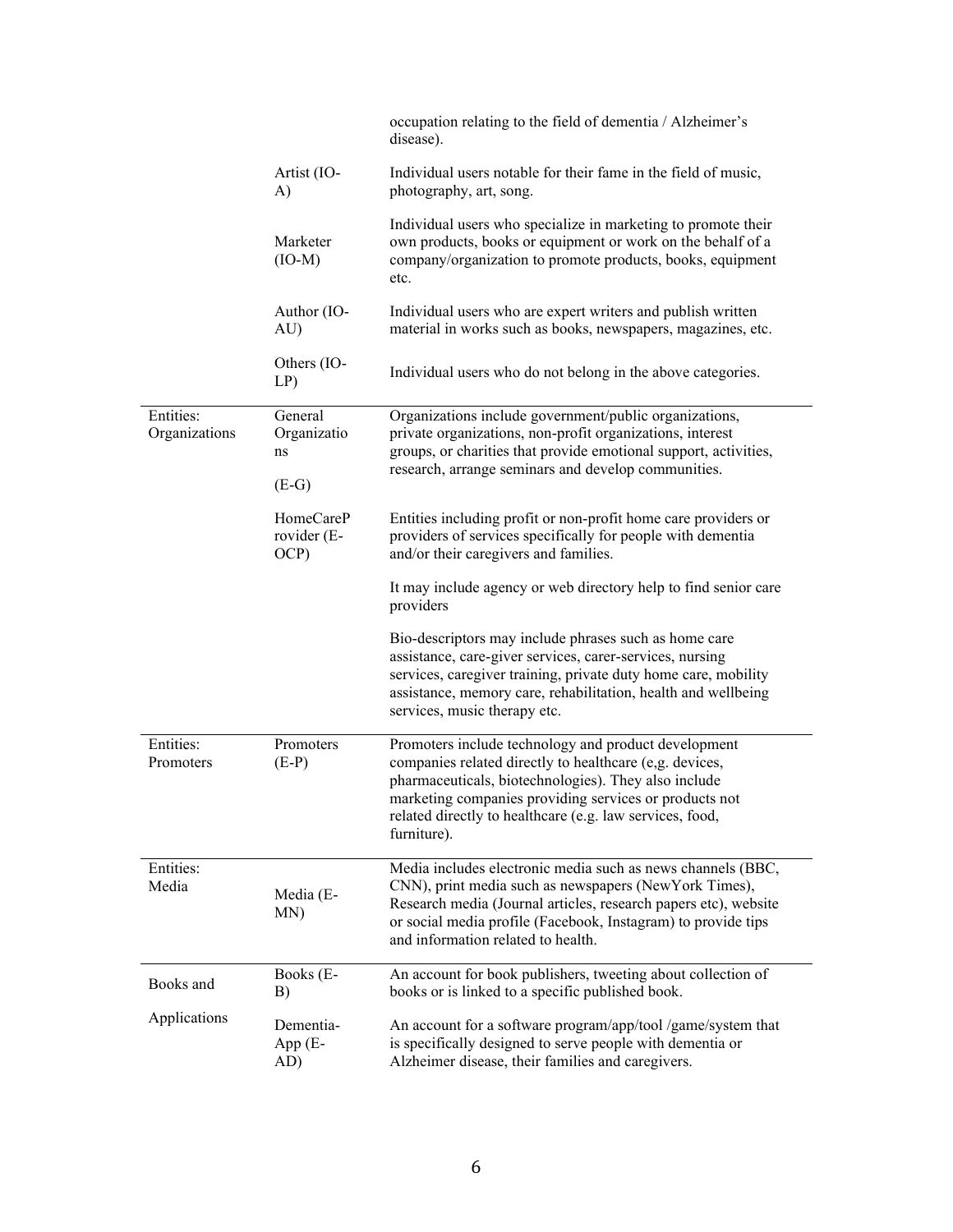| | | occupation relating to the field of dementia / Alzheimer's disease). |
|---|---|---|
| | Artist (IO-A) | Individual users notable for their fame in the field of music, photography, art, song. |
| | Marketer (IO-M) | Individual users who specialize in marketing to promote their own products, books or equipment or work on the behalf of a company/organization to promote products, books, equipment etc. |
| | Author (IO-AU) | Individual users who are expert writers and publish written material in works such as books, newspapers, magazines, etc. |
| | Others (IO-LP) | Individual users who do not belong in the above categories. |
| Entities: Organizations | General Organizations (E-G) | Organizations include government/public organizations, private organizations, non-profit organizations, interest groups, or charities that provide emotional support, activities, research, arrange seminars and develop communities. |
| | HomeCareProvider (E-OCP) | Entities including profit or non-profit home care providers or providers of services specifically for people with dementia and/or their caregivers and families. It may include agency or web directory help to find senior care providers. Bio-descriptors may include phrases such as home care assistance, care-giver services, carer-services, nursing services, caregiver training, private duty home care, mobility assistance, memory care, rehabilitation, health and wellbeing services, music therapy etc. |
| Entities: Promoters | Promoters (E-P) | Promoters include technology and product development companies related directly to healthcare (e,g. devices, pharmaceuticals, biotechnologies). They also include marketing companies providing services or products not related directly to healthcare (e.g. law services, food, furniture). |
| Entities: Media | Media (E-MN) | Media includes electronic media such as news channels (BBC, CNN), print media such as newspapers (NewYork Times), Research media (Journal articles, research papers etc), website or social media profile (Facebook, Instagram) to provide tips and information related to health. |
| Books and Applications | Books (E-B) | An account for book publishers, tweeting about collection of books or is linked to a specific published book. |
| | Dementia-App (E-AD) | An account for a software program/app/tool /game/system that is specifically designed to serve people with dementia or Alzheimer disease, their families and caregivers. |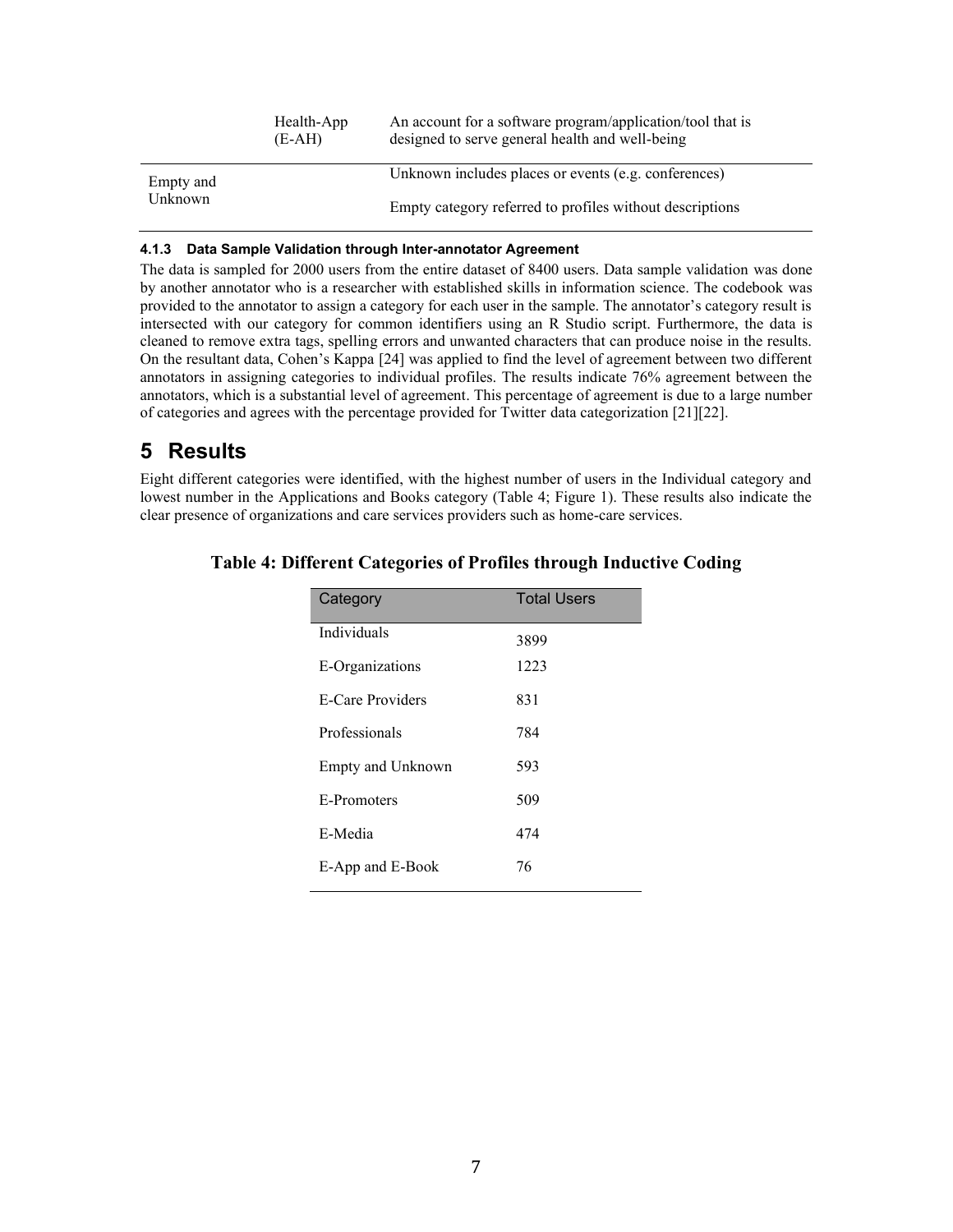| | | |
|---|---|---|
| | Health-App (E-AH) | An account for a software program/application/tool that is designed to serve general health and well-being |
| Empty and Unknown | | Unknown includes places or events (e.g. conferences)<br>Empty category referred to profiles without descriptions |

#### 4.1.3 Data Sample Validation through Inter-annotator Agreement

The data is sampled for 2000 users from the entire dataset of 8400 users. Data sample validation was done by another annotator who is a researcher with established skills in information science. The codebook was provided to the annotator to assign a category for each user in the sample. The annotator's category result is intersected with our category for common identifiers using an R Studio script. Furthermore, the data is cleaned to remove extra tags, spelling errors and unwanted characters that can produce noise in the results. On the resultant data, Cohen's Kappa [24] was applied to find the level of agreement between two different annotators in assigning categories to individual profiles. The results indicate 76% agreement between the annotators, which is a substantial level of agreement. This percentage of agreement is due to a large number of categories and agrees with the percentage provided for Twitter data categorization [21][22].

# 5 Results

Eight different categories were identified, with the highest number of users in the Individual category and lowest number in the Applications and Books category (Table 4; Figure 1). These results also indicate the clear presence of organizations and care services providers such as home-care services.

**Table 4: Different Categories of Profiles through Inductive Coding**

| Category | Total Users |
|---|---|
| Individuals | 3899 |
| E-Organizations | 1223 |
| E-Care Providers | 831 |
| Professionals | 784 |
| Empty and Unknown | 593 |
| E-Promoters | 509 |
| E-Media | 474 |
| E-App and E-Book | 76 |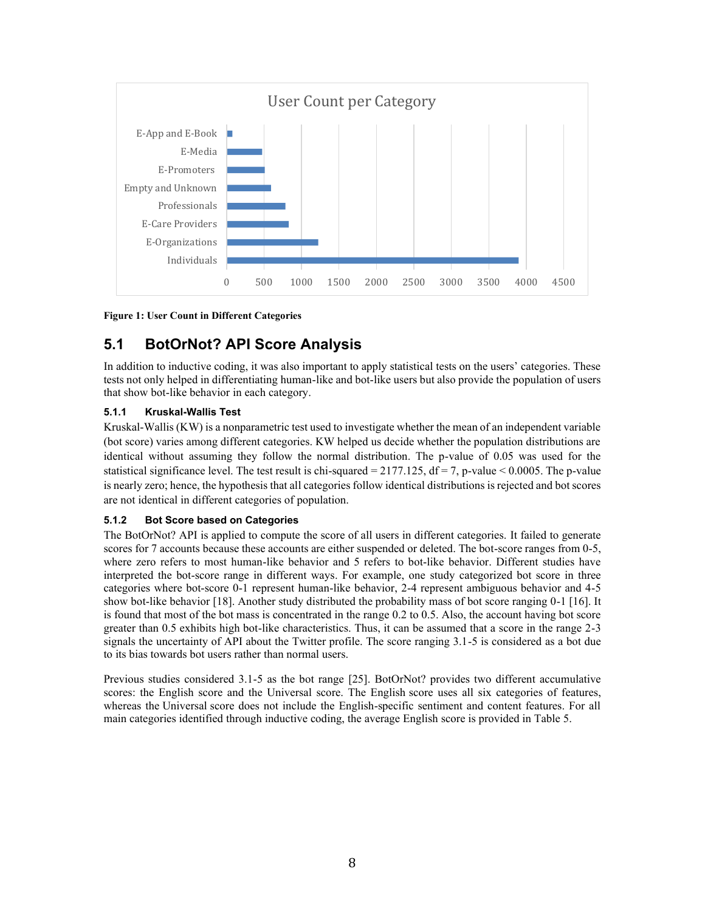**Figure 1: User Count in Different Categories**

## 5.1 BotOrNot? API Score Analysis

In addition to inductive coding, it was also important to apply statistical tests on the users' categories. These tests not only helped in differentiating human-like and bot-like users but also provide the population of users that show bot-like behavior in each category.

### 5.1.1 Kruskal-Wallis Test

Kruskal-Wallis (KW) is a nonparametric test used to investigate whether the mean of an independent variable (bot score) varies among different categories. KW helped us decide whether the population distributions are identical without assuming they follow the normal distribution. The p-value of 0.05 was used for the statistical significance level. The test result is chi-squared = 2177.125, df = 7, p-value < 0.0005. The p-value is nearly zero; hence, the hypothesis that all categories follow identical distributions is rejected and bot scores are not identical in different categories of population.

### 5.1.2 Bot Score based on Categories

The BotOrNot? API is applied to compute the score of all users in different categories. It failed to generate scores for 7 accounts because these accounts are either suspended or deleted. The bot-score ranges from 0-5, where zero refers to most human-like behavior and 5 refers to bot-like behavior. Different studies have interpreted the bot-score range in different ways. For example, one study categorized bot score in three categories where bot-score 0-1 represent human-like behavior, 2-4 represent ambiguous behavior and 4-5 show bot-like behavior [18]. Another study distributed the probability mass of bot score ranging 0-1 [16]. It is found that most of the bot mass is concentrated in the range 0.2 to 0.5. Also, the account having bot score greater than 0.5 exhibits high bot-like characteristics. Thus, it can be assumed that a score in the range 2-3 signals the uncertainty of API about the Twitter profile. The score ranging 3.1-5 is considered as a bot due to its bias towards bot users rather than normal users.

Previous studies considered 3.1-5 as the bot range [25]. BotOrNot? provides two different accumulative scores: the English score and the Universal score. The English score uses all six categories of features, whereas the Universal score does not include the English-specific sentiment and content features. For all main categories identified through inductive coding, the average English score is provided in Table 5.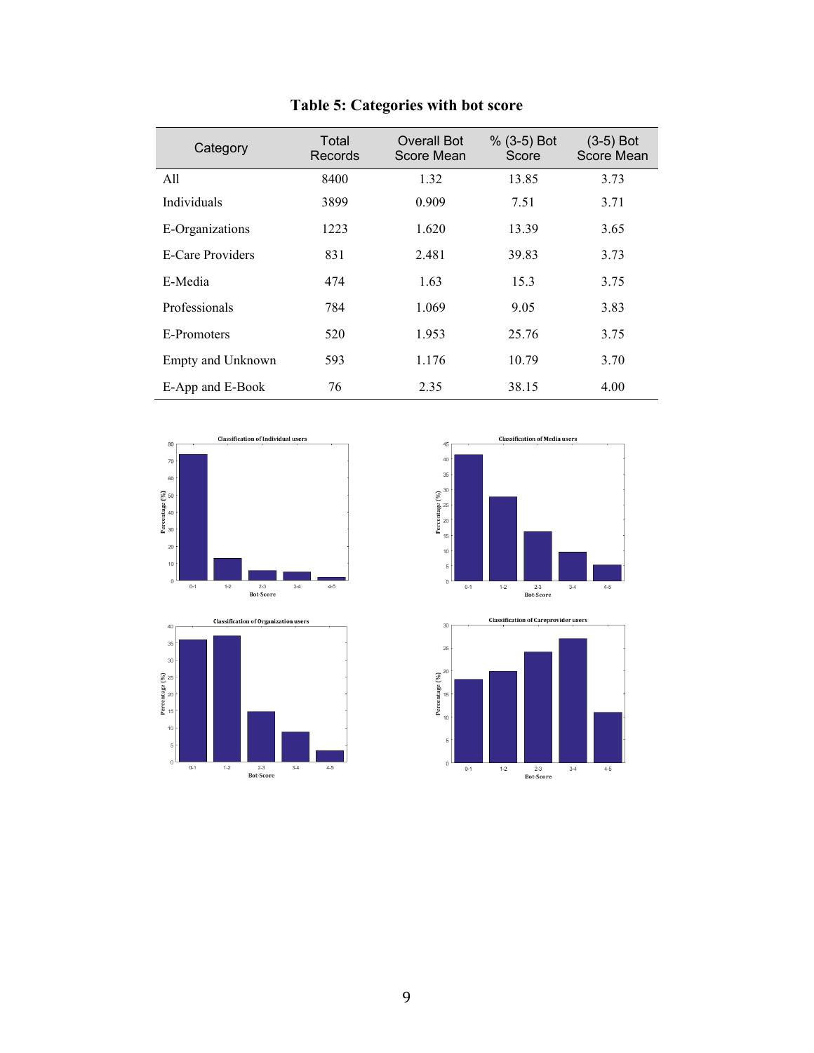**Table 5: Categories with bot score**

| Category | Total Records | Overall Bot Score Mean | % (3-5) Bot Score | (3-5) Bot Score Mean |
|---|---|---|---|---|
| All | 8400 | 1.32 | 13.85 | 3.73 |
| Individuals | 3899 | 0.909 | 7.51 | 3.71 |
| E-Organizations | 1223 | 1.620 | 13.39 | 3.65 |
| E-Care Providers | 831 | 2.481 | 39.83 | 3.73 |
| E-Media | 474 | 1.63 | 15.3 | 3.75 |
| Professionals | 784 | 1.069 | 9.05 | 3.83 |
| E-Promoters | 520 | 1.953 | 25.76 | 3.75 |
| Empty and Unknown | 593 | 1.176 | 10.79 | 3.70 |
| E-App and E-Book | 76 | 2.35 | 38.15 | 4.00 |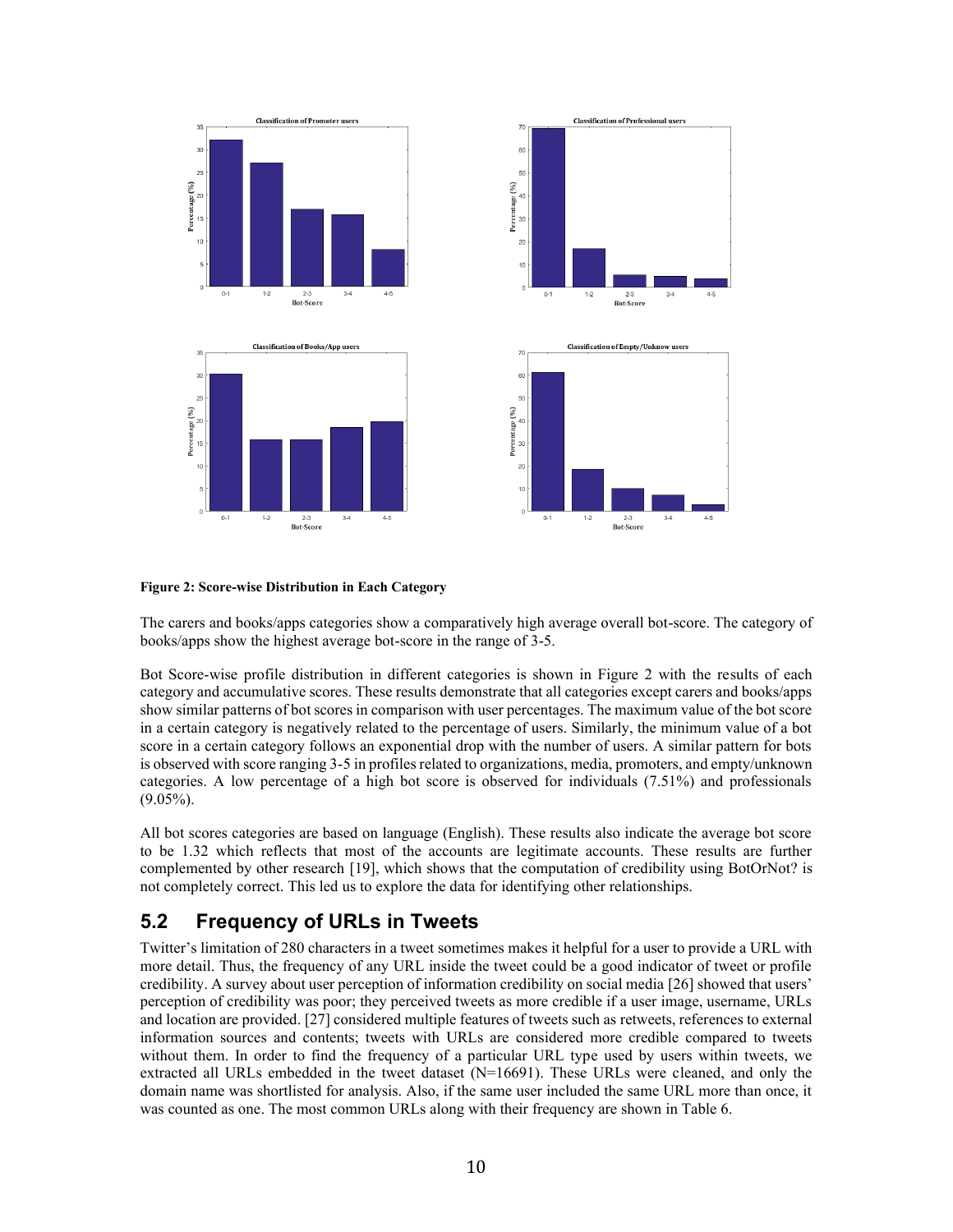**Figure 2: Score-wise Distribution in Each Category**

The carers and books/apps categories show a comparatively high average overall bot-score. The category of books/apps show the highest average bot-score in the range of 3-5.

Bot Score-wise profile distribution in different categories is shown in Figure 2 with the results of each category and accumulative scores. These results demonstrate that all categories except carers and books/apps show similar patterns of bot scores in comparison with user percentages. The maximum value of the bot score in a certain category is negatively related to the percentage of users. Similarly, the minimum value of a bot score in a certain category follows an exponential drop with the number of users. A similar pattern for bots is observed with score ranging 3-5 in profiles related to organizations, media, promoters, and empty/unknown categories. A low percentage of a high bot score is observed for individuals (7.51%) and professionals (9.05%).

All bot scores categories are based on language (English). These results also indicate the average bot score to be 1.32 which reflects that most of the accounts are legitimate accounts. These results are further complemented by other research [19], which shows that the computation of credibility using BotOrNot? is not completely correct. This led us to explore the data for identifying other relationships.

## 5.2 Frequency of URLs in Tweets

Twitter's limitation of 280 characters in a tweet sometimes makes it helpful for a user to provide a URL with more detail. Thus, the frequency of any URL inside the tweet could be a good indicator of tweet or profile credibility. A survey about user perception of information credibility on social media [26] showed that users' perception of credibility was poor; they perceived tweets as more credible if a user image, username, URLs and location are provided. [27] considered multiple features of tweets such as retweets, references to external information sources and contents; tweets with URLs are considered more credible compared to tweets without them. In order to find the frequency of a particular URL type used by users within tweets, we extracted all URLs embedded in the tweet dataset (N=16691). These URLs were cleaned, and only the domain name was shortlisted for analysis. Also, if the same user included the same URL more than once, it was counted as one. The most common URLs along with their frequency are shown in Table 6.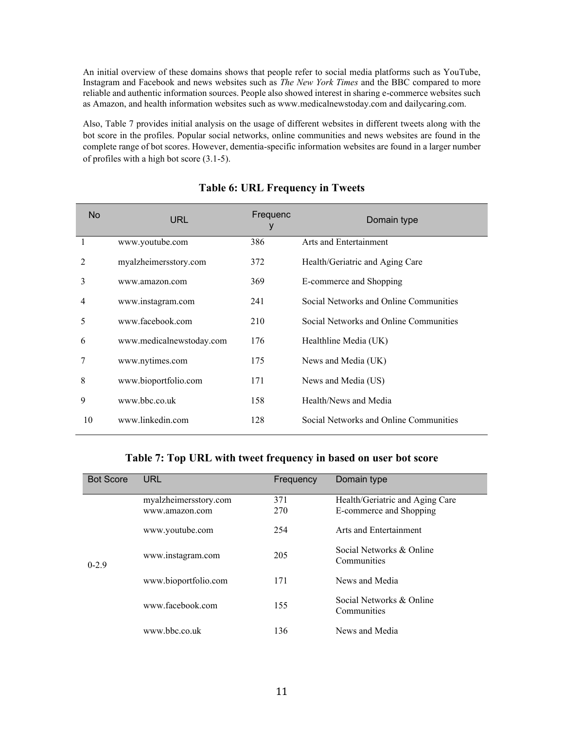An initial overview of these domains shows that people refer to social media platforms such as YouTube, Instagram and Facebook and news websites such as *The New York Times* and the BBC compared to more reliable and authentic information sources. People also showed interest in sharing e-commerce websites such as Amazon, and health information websites such as www.medicalnewstoday.com and dailycaring.com.

Also, Table 7 provides initial analysis on the usage of different websites in different tweets along with the bot score in the profiles. Popular social networks, online communities and news websites are found in the complete range of bot scores. However, dementia-specific information websites are found in a larger number of profiles with a high bot score (3.1-5).

**Table 6: URL Frequency in Tweets**

| No | URL | Frequency | Domain type |
|---|---|---|---|
| 1 | www.youtube.com | 386 | Arts and Entertainment |
| 2 | myalzheimersstory.com | 372 | Health/Geriatric and Aging Care |
| 3 | www.amazon.com | 369 | E-commerce and Shopping |
| 4 | www.instagram.com | 241 | Social Networks and Online Communities |
| 5 | www.facebook.com | 210 | Social Networks and Online Communities |
| 6 | www.medicalnewstoday.com | 176 | Healthline Media (UK) |
| 7 | www.nytimes.com | 175 | News and Media (UK) |
| 8 | www.bioportfolio.com | 171 | News and Media (US) |
| 9 | www.bbc.co.uk | 158 | Health/News and Media |
| 10 | www.linkedin.com | 128 | Social Networks and Online Communities |

**Table 7: Top URL with tweet frequency in based on user bot score**

| Bot Score | URL | Frequency | Domain type |
|---|---|---|---|
| 0-2.9 | myalzheimersstory.com | 371 | Health/Geriatric and Aging Care |
| | www.amazon.com | 270 | E-commerce and Shopping |
| | www.youtube.com | 254 | Arts and Entertainment |
| | www.instagram.com | 205 | Social Networks & Online Communities |
| | www.bioportfolio.com | 171 | News and Media |
| | www.facebook.com | 155 | Social Networks & Online Communities |
| | www.bbc.co.uk | 136 | News and Media |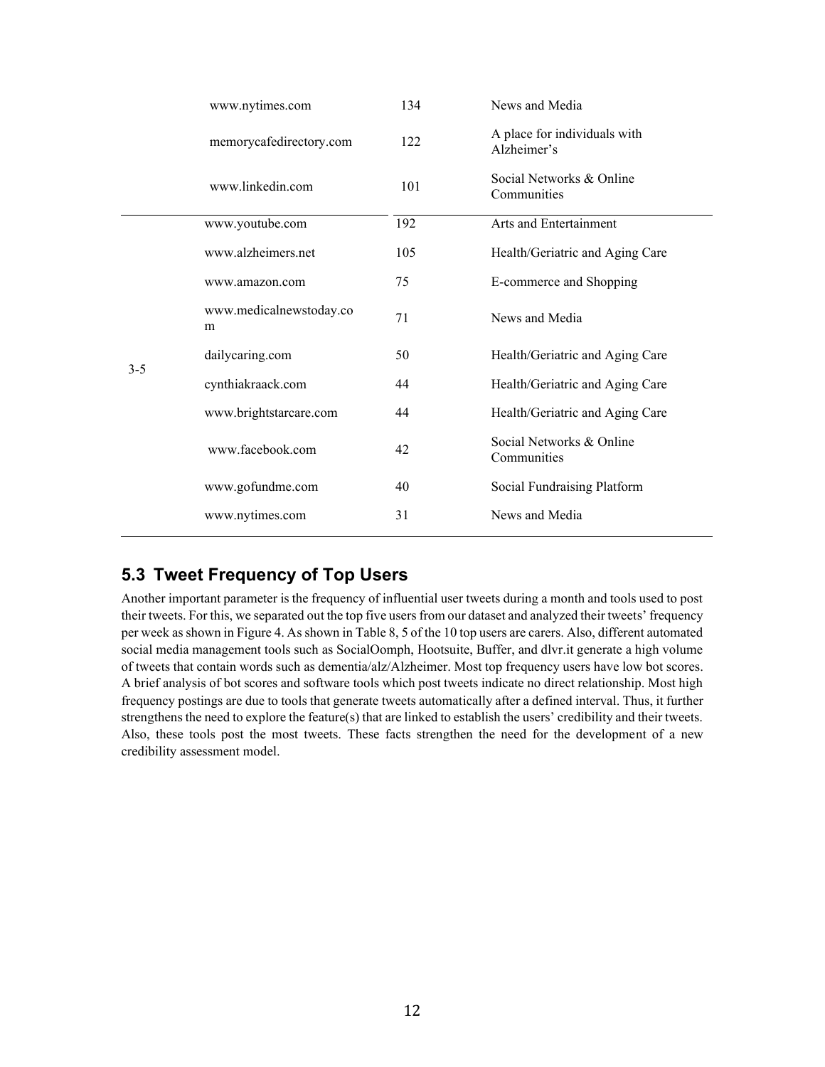| | | | |
|---|---|---|---|
| | www.nytimes.com | 134 | News and Media |
| | memorycafedirectory.com | 122 | A place for individuals with Alzheimer's |
| | www.linkedin.com | 101 | Social Networks & Online Communities |
| 3-5 | www.youtube.com | 192 | Arts and Entertainment |
| | www.alzheimers.net | 105 | Health/Geriatric and Aging Care |
| | www.amazon.com | 75 | E-commerce and Shopping |
| | www.medicalnewstoday.com | 71 | News and Media |
| | dailycaring.com | 50 | Health/Geriatric and Aging Care |
| | cynthiakraack.com | 44 | Health/Geriatric and Aging Care |
| | www.brightstarcare.com | 44 | Health/Geriatric and Aging Care |
| | www.facebook.com | 42 | Social Networks & Online Communities |
| | www.gofundme.com | 40 | Social Fundraising Platform |
| | www.nytimes.com | 31 | News and Media |

## 5.3 Tweet Frequency of Top Users

Another important parameter is the frequency of influential user tweets during a month and tools used to post their tweets. For this, we separated out the top five users from our dataset and analyzed their tweets' frequency per week as shown in Figure 4. As shown in Table 8, 5 of the 10 top users are carers. Also, different automated social media management tools such as SocialOomph, Hootsuite, Buffer, and dlvr.it generate a high volume of tweets that contain words such as dementia/alz/Alzheimer. Most top frequency users have low bot scores. A brief analysis of bot scores and software tools which post tweets indicate no direct relationship. Most high frequency postings are due to tools that generate tweets automatically after a defined interval. Thus, it further strengthens the need to explore the feature(s) that are linked to establish the users' credibility and their tweets. Also, these tools post the most tweets. These facts strengthen the need for the development of a new credibility assessment model.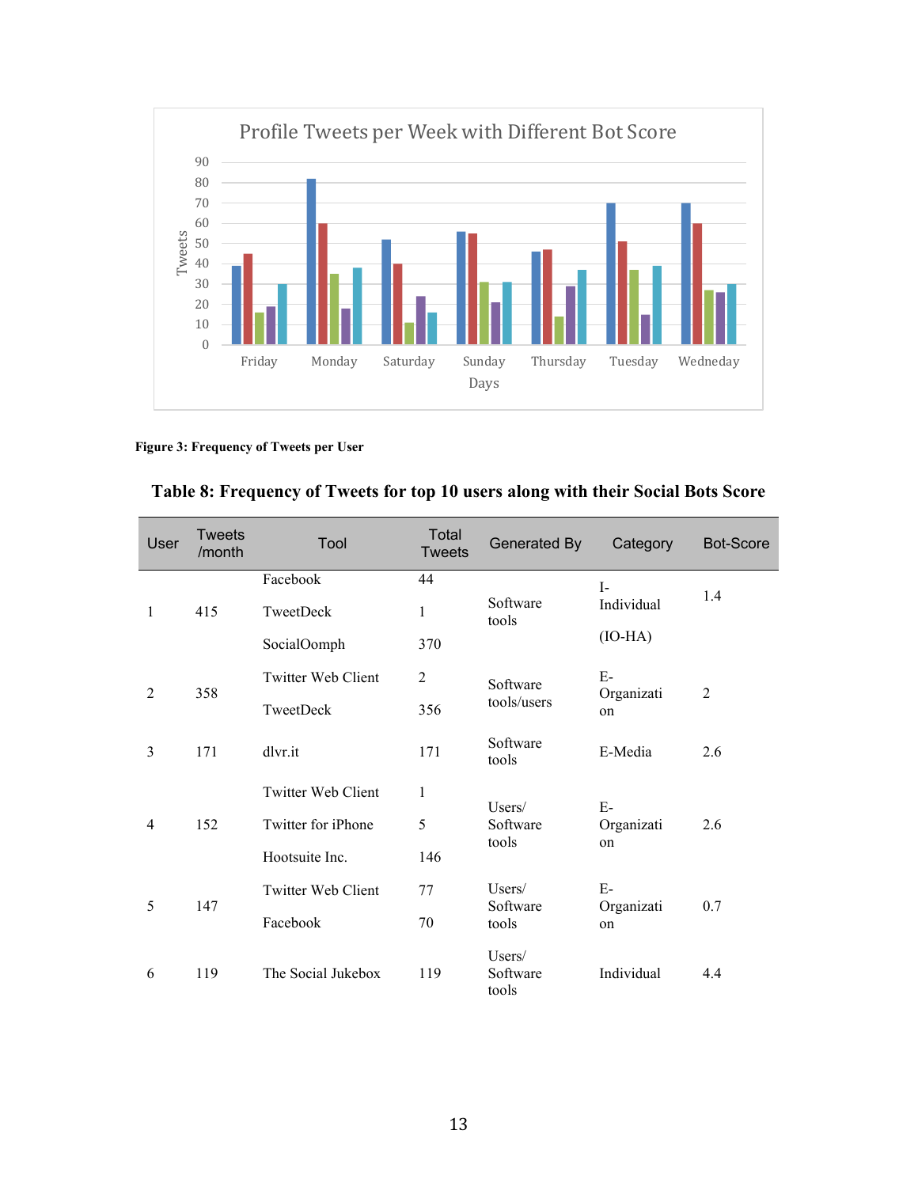Figure 3: Frequency of Tweets per User

**Table 8: Frequency of Tweets for top 10 users along with their Social Bots Score**

| User | Tweets /month | Tool | Total Tweets | Generated By | Category | Bot-Score |
|---|---|---|---|---|---|---|
| 1 | 415 | Facebook | 44 | Software tools | I-Individual (IO-HA) | 1.4 |
| | | TweetDeck | 1 | | | |
| | | SocialOomph | 370 | | | |
| 2 | 358 | Twitter Web Client | 2 | Software tools/users | E-Organization | 2 |
| | | TweetDeck | 356 | | | |
| 3 | 171 | dlvr.it | 171 | Software tools | E-Media | 2.6 |
| 4 | 152 | Twitter Web Client | 1 | Users/ Software tools | E-Organization | 2.6 |
| | | Twitter for iPhone | 5 | | | |
| | | Hootsuite Inc. | 146 | | | |
| 5 | 147 | Twitter Web Client | 77 | Users/ Software tools | E-Organization | 0.7 |
| | | Facebook | 70 | | | |
| 6 | 119 | The Social Jukebox | 119 | Users/ Software tools | Individual | 4.4 |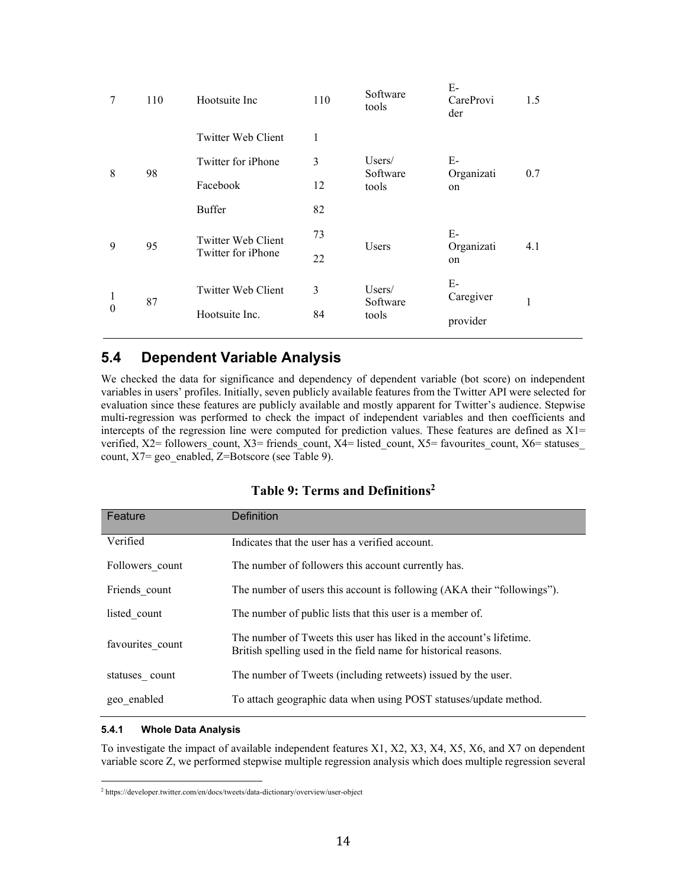| 7 | 110 | Hootsuite Inc | 110 | Software tools | E-CareProvider | 1.5 |
|---|---|---|---|---|---|---|
| 8 | 98 | Twitter Web Client<br>Twitter for iPhone<br>Facebook<br>Buffer | 1<br>3<br>12<br>82 | Users/ Software tools | E-Organization | 0.7 |
| 9 | 95 | Twitter Web Client<br>Twitter for iPhone | 73<br>22 | Users | E-Organization | 4.1 |
| 10 | 87 | Twitter Web Client<br>Hootsuite Inc. | 3<br>84 | Users/ Software tools | E-Caregiver provider | 1 |

## 5.4 Dependent Variable Analysis

We checked the data for significance and dependency of dependent variable (bot score) on independent variables in users' profiles. Initially, seven publicly available features from the Twitter API were selected for evaluation since these features are publicly available and mostly apparent for Twitter's audience. Stepwise multi-regression was performed to check the impact of independent variables and then coefficients and intercepts of the regression line were computed for prediction values. These features are defined as X1= verified, X2= followers_count, X3= friends_count, X4= listed_count, X5= favourites_count, X6= statuses_ count, X7= geo_enabled, Z=Botscore (see Table 9).

**Table 9: Terms and Definitions[2]**

| Feature | Definition |
|---|---|
| Verified | Indicates that the user has a verified account. |
| Followers_count | The number of followers this account currently has. |
| Friends_count | The number of users this account is following (AKA their "followings"). |
| listed_count | The number of public lists that this user is a member of. |
| favourites_count | The number of Tweets this user has liked in the account's lifetime. British spelling used in the field name for historical reasons. |
| statuses_ count | The number of Tweets (including retweets) issued by the user. |
| geo_enabled | To attach geographic data when using POST statuses/update method. |

#### 5.4.1 Whole Data Analysis

To investigate the impact of available independent features X1, X2, X3, X4, X5, X6, and X7 on dependent variable score Z, we performed stepwise multiple regression analysis which does multiple regression several

[2] https://developer.twitter.com/en/docs/tweets/data-dictionary/overview/user-object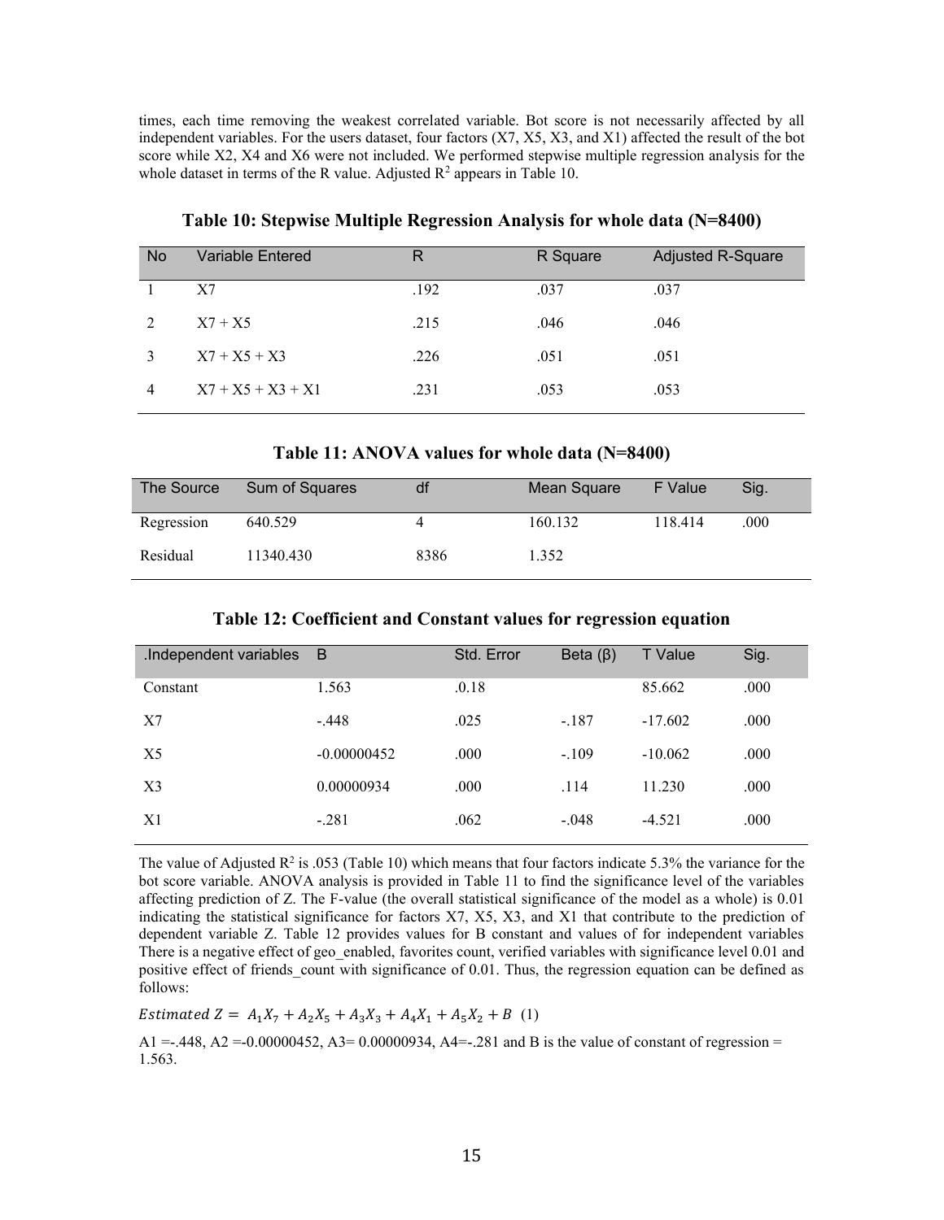times, each time removing the weakest correlated variable. Bot score is not necessarily affected by all independent variables. For the users dataset, four factors (X7, X5, X3, and X1) affected the result of the bot score while X2, X4 and X6 were not included. We performed stepwise multiple regression analysis for the whole dataset in terms of the R value. Adjusted $R^2$ appears in Table 10.

**Table 10: Stepwise Multiple Regression Analysis for whole data (N=8400)**

| No | Variable Entered | R | R Square | Adjusted R-Square |
|---|---|---|---|---|
| 1 | X7 | .192 | .037 | .037 |
| 2 | X7 + X5 | .215 | .046 | .046 |
| 3 | X7 + X5 + X3 | .226 | .051 | .051 |
| 4 | X7 + X5 + X3 + X1 | .231 | .053 | .053 |

**Table 11: ANOVA values for whole data (N=8400)**

| The Source | Sum of Squares | df | Mean Square | F Value | Sig. |
|---|---|---|---|---|---|
| Regression | 640.529 | 4 | 160.132 | 118.414 | .000 |
| Residual | 11340.430 | 8386 | 1.352 | | |

**Table 12: Coefficient and Constant values for regression equation**

| .Independent variables | B | Std. Error | Beta (β) | T Value | Sig. |
|---|---|---|---|---|---|
| Constant | 1.563 | .0.18 | | 85.662 | .000 |
| X7 | -.448 | .025 | -.187 | -17.602 | .000 |
| X5 | -0.00000452 | .000 | -.109 | -10.062 | .000 |
| X3 | 0.00000934 | .000 | .114 | 11.230 | .000 |
| X1 | -.281 | .062 | -.048 | -4.521 | .000 |

The value of Adjusted $R^2$ is .053 (Table 10) which means that four factors indicate 5.3% the variance for the bot score variable. ANOVA analysis is provided in Table 11 to find the significance level of the variables affecting prediction of Z. The F-value (the overall statistical significance of the model as a whole) is 0.01 indicating the statistical significance for factors X7, X5, X3, and X1 that contribute to the prediction of dependent variable Z. Table 12 provides values for B constant and values of for independent variables There is a negative effect of geo_enabled, favorites count, verified variables with significance level 0.01 and positive effect of friends_count with significance of 0.01. Thus, the regression equation can be defined as follows:

$$Estimated\ Z = A_1X_7 + A_2X_5 + A_3X_3 + A_4X_1 + A_5X_2 + B \quad (1)$$

A1 =-.448, A2 =-0.00000452, A3= 0.00000934, A4=-.281 and B is the value of constant of regression = 1.563.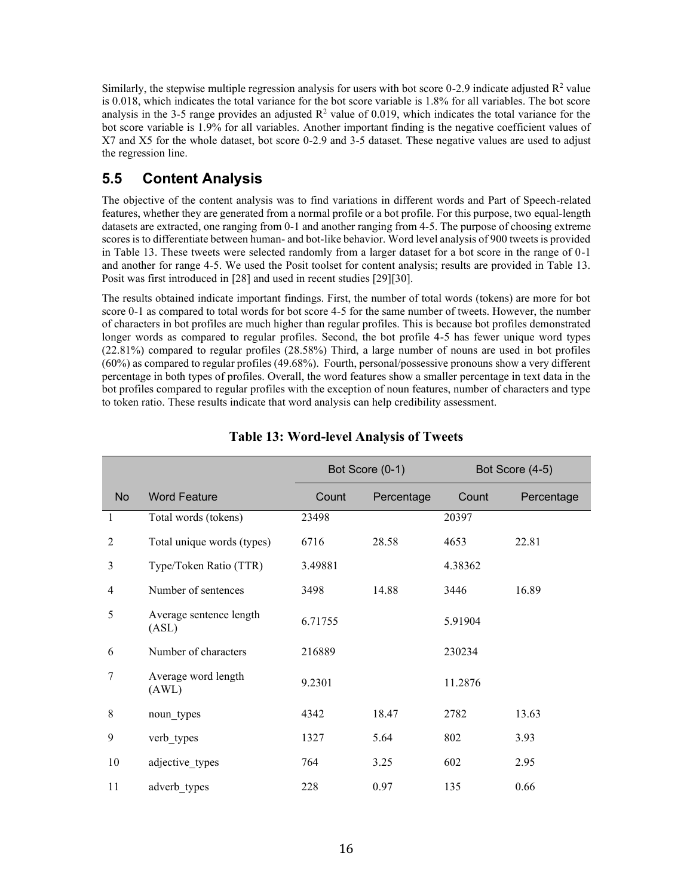Similarly, the stepwise multiple regression analysis for users with bot score 0-2.9 indicate adjusted $R^2$ value is 0.018, which indicates the total variance for the bot score variable is 1.8% for all variables. The bot score analysis in the 3-5 range provides an adjusted $R^2$ value of 0.019, which indicates the total variance for the bot score variable is 1.9% for all variables. Another important finding is the negative coefficient values of X7 and X5 for the whole dataset, bot score 0-2.9 and 3-5 dataset. These negative values are used to adjust the regression line.

## 5.5 Content Analysis

The objective of the content analysis was to find variations in different words and Part of Speech-related features, whether they are generated from a normal profile or a bot profile. For this purpose, two equal-length datasets are extracted, one ranging from 0-1 and another ranging from 4-5. The purpose of choosing extreme scores is to differentiate between human- and bot-like behavior. Word level analysis of 900 tweets is provided in Table 13. These tweets were selected randomly from a larger dataset for a bot score in the range of 0-1 and another for range 4-5. We used the Posit toolset for content analysis; results are provided in Table 13. Posit was first introduced in [28] and used in recent studies [29][30].

The results obtained indicate important findings. First, the number of total words (tokens) are more for bot score 0-1 as compared to total words for bot score 4-5 for the same number of tweets. However, the number of characters in bot profiles are much higher than regular profiles. This is because bot profiles demonstrated longer words as compared to regular profiles. Second, the bot profile 4-5 has fewer unique word types (22.81%) compared to regular profiles (28.58%) Third, a large number of nouns are used in bot profiles (60%) as compared to regular profiles (49.68%). Fourth, personal/possessive pronouns show a very different percentage in both types of profiles. Overall, the word features show a smaller percentage in text data in the bot profiles compared to regular profiles with the exception of noun features, number of characters and type to token ratio. These results indicate that word analysis can help credibility assessment.

**Table 13: Word-level Analysis of Tweets**

| | | Bot Score (0-1) | | Bot Score (4-5) | |
|---|---|---|---|---|---|
| No | Word Feature | Count | Percentage | Count | Percentage |
| 1 | Total words (tokens) | 23498 | | 20397 | |
| 2 | Total unique words (types) | 6716 | 28.58 | 4653 | 22.81 |
| 3 | Type/Token Ratio (TTR) | 3.49881 | | 4.38362 | |
| 4 | Number of sentences | 3498 | 14.88 | 3446 | 16.89 |
| 5 | Average sentence length (ASL) | 6.71755 | | 5.91904 | |
| 6 | Number of characters | 216889 | | 230234 | |
| 7 | Average word length (AWL) | 9.2301 | | 11.2876 | |
| 8 | noun_types | 4342 | 18.47 | 2782 | 13.63 |
| 9 | verb_types | 1327 | 5.64 | 802 | 3.93 |
| 10 | adjective_types | 764 | 3.25 | 602 | 2.95 |
| 11 | adverb_types | 228 | 0.97 | 135 | 0.66 |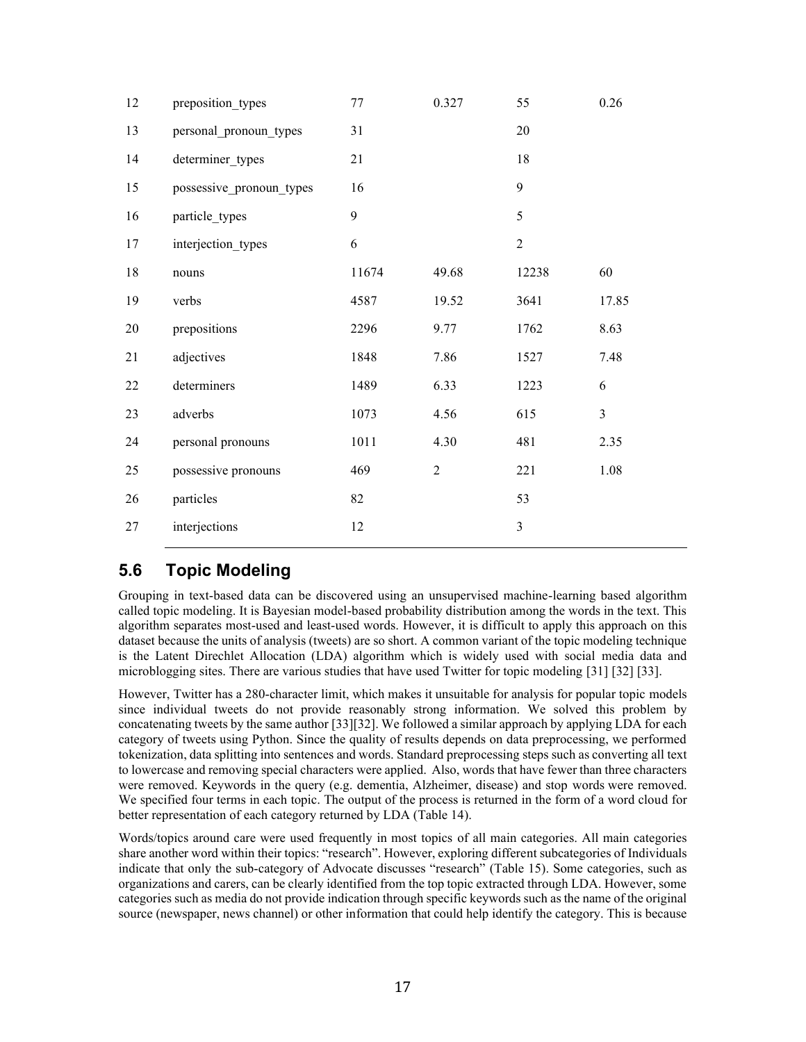| 12 | preposition_types | 77 | 0.327 | 55 | 0.26 |
|---|---|---|---|---|---|
| 13 | personal_pronoun_types | 31 | | 20 | |
| 14 | determiner_types | 21 | | 18 | |
| 15 | possessive_pronoun_types | 16 | | 9 | |
| 16 | particle_types | 9 | | 5 | |
| 17 | interjection_types | 6 | | 2 | |
| 18 | nouns | 11674 | 49.68 | 12238 | 60 |
| 19 | verbs | 4587 | 19.52 | 3641 | 17.85 |
| 20 | prepositions | 2296 | 9.77 | 1762 | 8.63 |
| 21 | adjectives | 1848 | 7.86 | 1527 | 7.48 |
| 22 | determiners | 1489 | 6.33 | 1223 | 6 |
| 23 | adverbs | 1073 | 4.56 | 615 | 3 |
| 24 | personal pronouns | 1011 | 4.30 | 481 | 2.35 |
| 25 | possessive pronouns | 469 | 2 | 221 | 1.08 |
| 26 | particles | 82 | | 53 | |
| 27 | interjections | 12 | | 3 | |

## 5.6 Topic Modeling

Grouping in text-based data can be discovered using an unsupervised machine-learning based algorithm called topic modeling. It is Bayesian model-based probability distribution among the words in the text. This algorithm separates most-used and least-used words. However, it is difficult to apply this approach on this dataset because the units of analysis (tweets) are so short. A common variant of the topic modeling technique is the Latent Direchlet Allocation (LDA) algorithm which is widely used with social media data and microblogging sites. There are various studies that have used Twitter for topic modeling [31] [32] [33].

However, Twitter has a 280-character limit, which makes it unsuitable for analysis for popular topic models since individual tweets do not provide reasonably strong information. We solved this problem by concatenating tweets by the same author [33][32]. We followed a similar approach by applying LDA for each category of tweets using Python. Since the quality of results depends on data preprocessing, we performed tokenization, data splitting into sentences and words. Standard preprocessing steps such as converting all text to lowercase and removing special characters were applied. Also, words that have fewer than three characters were removed. Keywords in the query (e.g. dementia, Alzheimer, disease) and stop words were removed. We specified four terms in each topic. The output of the process is returned in the form of a word cloud for better representation of each category returned by LDA (Table 14).

Words/topics around care were used frequently in most topics of all main categories. All main categories share another word within their topics: "research". However, exploring different subcategories of Individuals indicate that only the sub-category of Advocate discusses "research" (Table 15). Some categories, such as organizations and carers, can be clearly identified from the top topic extracted through LDA. However, some categories such as media do not provide indication through specific keywords such as the name of the original source (newspaper, news channel) or other information that could help identify the category. This is because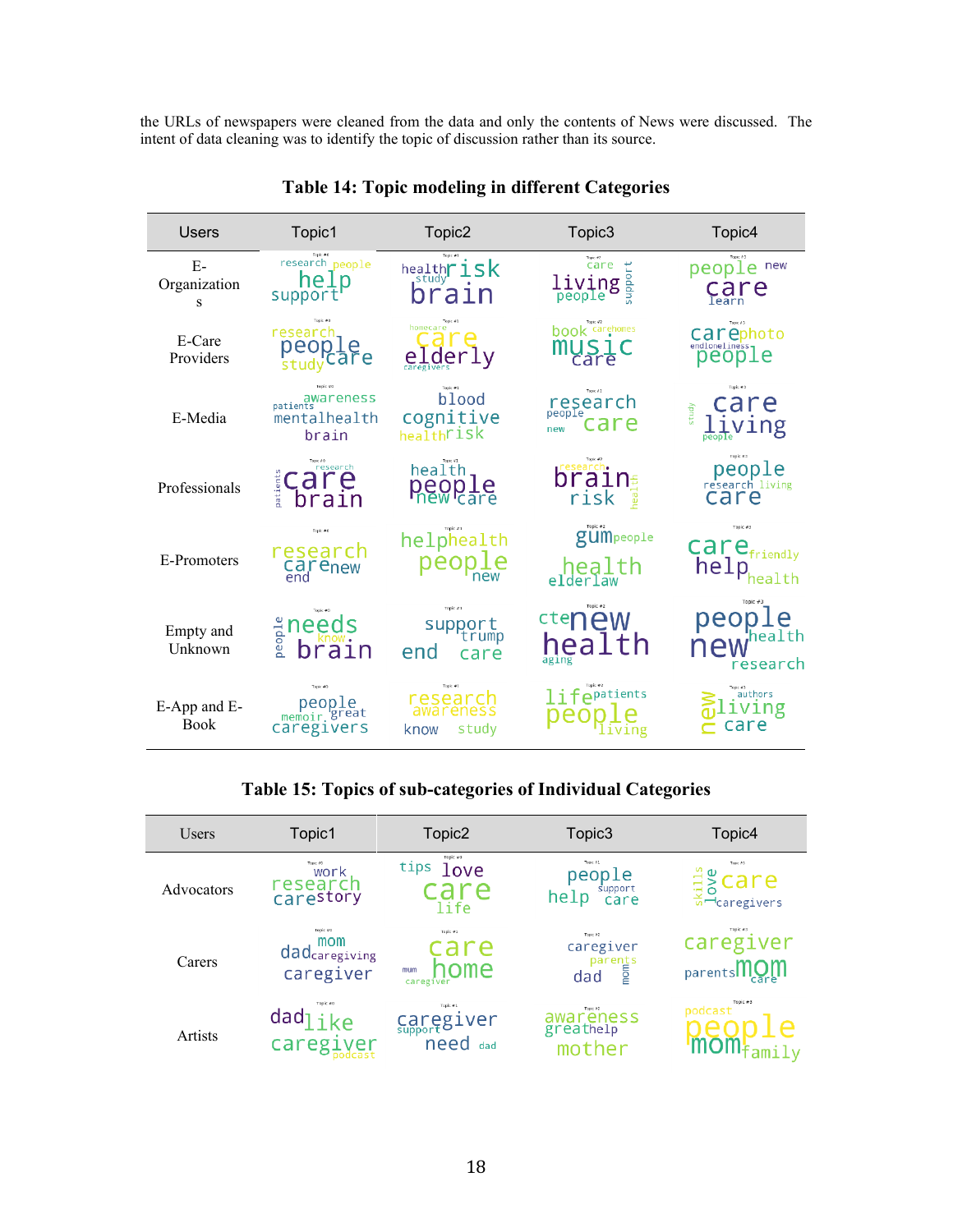the URLs of newspapers were cleaned from the data and only the contents of News were discussed. The intent of data cleaning was to identify the topic of discussion rather than its source.

**Table 14: Topic modeling in different Categories**

| Users | Topic1 | Topic2 | Topic3 | Topic4 |
|---|---|---|---|---|
| E-Organizations | research people help support | health risk study brain | care living people support | people new care learn |
| E-Care Providers | research people care study | homecare care elderly caregivers | book carehomes music care | care photo endloneliness people |
| E-Media | awareness patients mentalhealth brain | blood cognitive health risk | research people new care | study care living people |
| Professionals | research patients care brain | health people new care | research brain risk health | people research living care |
| E-Promoters | research care new end | help health people new | gum people health elderlaw | care friendly help health |
| Empty and Unknown | people needs know brain | support trump end care | cte new health aging | people new health research |
| E-App and E-Book | people memoir great caregivers | research awareness know study | life patients people living | new living authors care |

**Table 15: Topics of sub-categories of Individual Categories**

| Users | Topic1 | Topic2 | Topic3 | Topic4 |
|---|---|---|---|---|
| Advocators | work research care story | tips love care life | people help support care | skills love care caregivers |
| Carers | mom dad caregiving caregiver | care mum home caregiver | caregiver parents dad mom | caregiver parents mom care |
| Artists | dad like caregiver podcast | caregiver support need dad | awareness great help mother | podcast people mom family |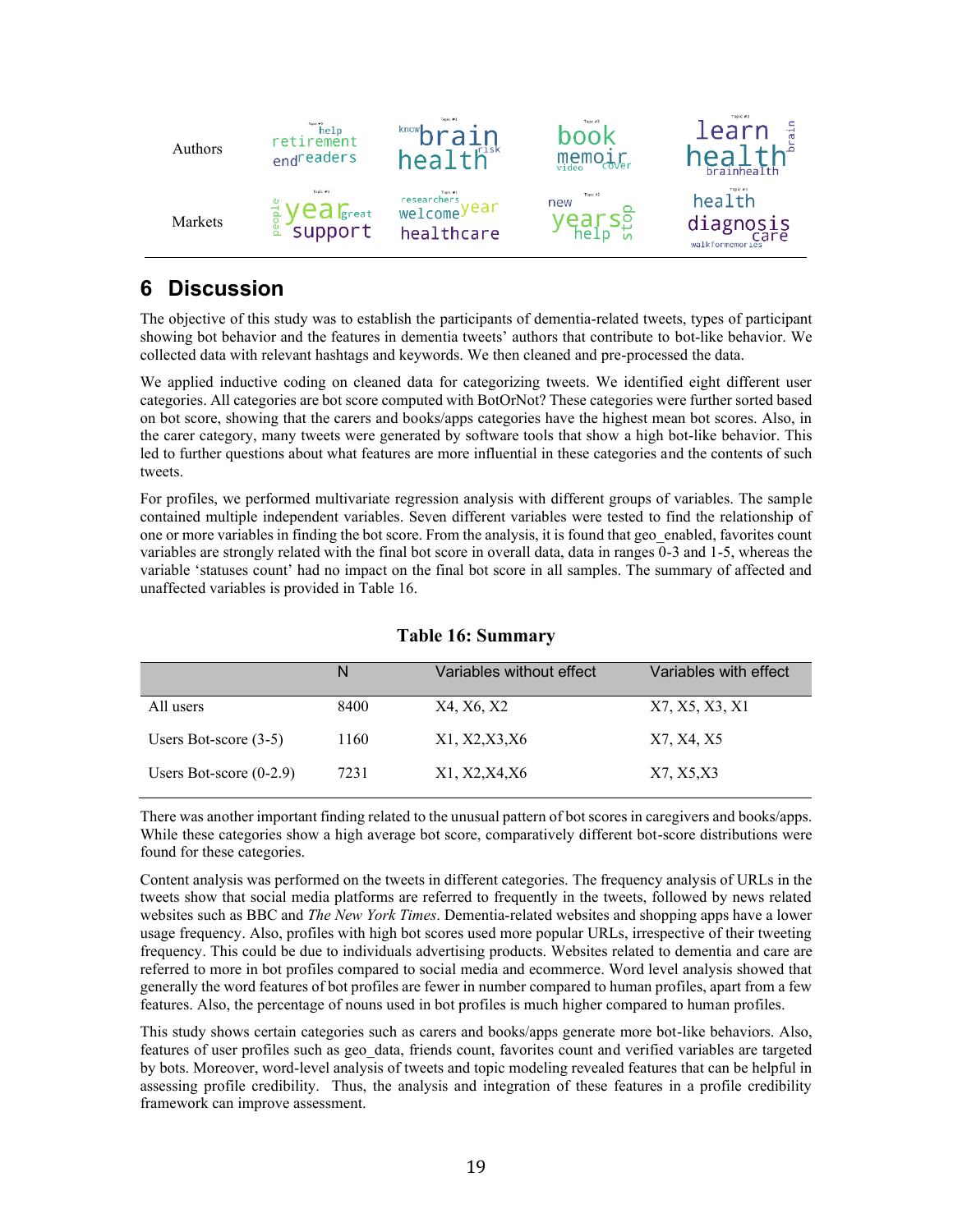| | | | | |
|---|---|---|---|---|
| Authors | help retirement end readers | know brain health risk | book memoir video cover | learn health brain brainhealth |
| Markets | people year great support | researchers welcome year healthcare | new years help stop | health diagnosis care walkformemories |

## 6 Discussion

The objective of this study was to establish the participants of dementia-related tweets, types of participant showing bot behavior and the features in dementia tweets' authors that contribute to bot-like behavior. We collected data with relevant hashtags and keywords. We then cleaned and pre-processed the data.

We applied inductive coding on cleaned data for categorizing tweets. We identified eight different user categories. All categories are bot score computed with BotOrNot? These categories were further sorted based on bot score, showing that the carers and books/apps categories have the highest mean bot scores. Also, in the carer category, many tweets were generated by software tools that show a high bot-like behavior. This led to further questions about what features are more influential in these categories and the contents of such tweets.

For profiles, we performed multivariate regression analysis with different groups of variables. The sample contained multiple independent variables. Seven different variables were tested to find the relationship of one or more variables in finding the bot score. From the analysis, it is found that geo_enabled, favorites count variables are strongly related with the final bot score in overall data, data in ranges 0-3 and 1-5, whereas the variable 'statuses count' had no impact on the final bot score in all samples. The summary of affected and unaffected variables is provided in Table 16.

**Table 16: Summary**

| | N | Variables without effect | Variables with effect |
|---|---|---|---|
| All users | 8400 | X4, X6, X2 | X7, X5, X3, X1 |
| Users Bot-score (3-5) | 1160 | X1, X2,X3,X6 | X7, X4, X5 |
| Users Bot-score (0-2.9) | 7231 | X1, X2,X4,X6 | X7, X5,X3 |

There was another important finding related to the unusual pattern of bot scores in caregivers and books/apps. While these categories show a high average bot score, comparatively different bot-score distributions were found for these categories.

Content analysis was performed on the tweets in different categories. The frequency analysis of URLs in the tweets show that social media platforms are referred to frequently in the tweets, followed by news related websites such as BBC and *The New York Times*. Dementia-related websites and shopping apps have a lower usage frequency. Also, profiles with high bot scores used more popular URLs, irrespective of their tweeting frequency. This could be due to individuals advertising products. Websites related to dementia and care are referred to more in bot profiles compared to social media and ecommerce. Word level analysis showed that generally the word features of bot profiles are fewer in number compared to human profiles, apart from a few features. Also, the percentage of nouns used in bot profiles is much higher compared to human profiles.

This study shows certain categories such as carers and books/apps generate more bot-like behaviors. Also, features of user profiles such as geo_data, friends count, favorites count and verified variables are targeted by bots. Moreover, word-level analysis of tweets and topic modeling revealed features that can be helpful in assessing profile credibility. Thus, the analysis and integration of these features in a profile credibility framework can improve assessment.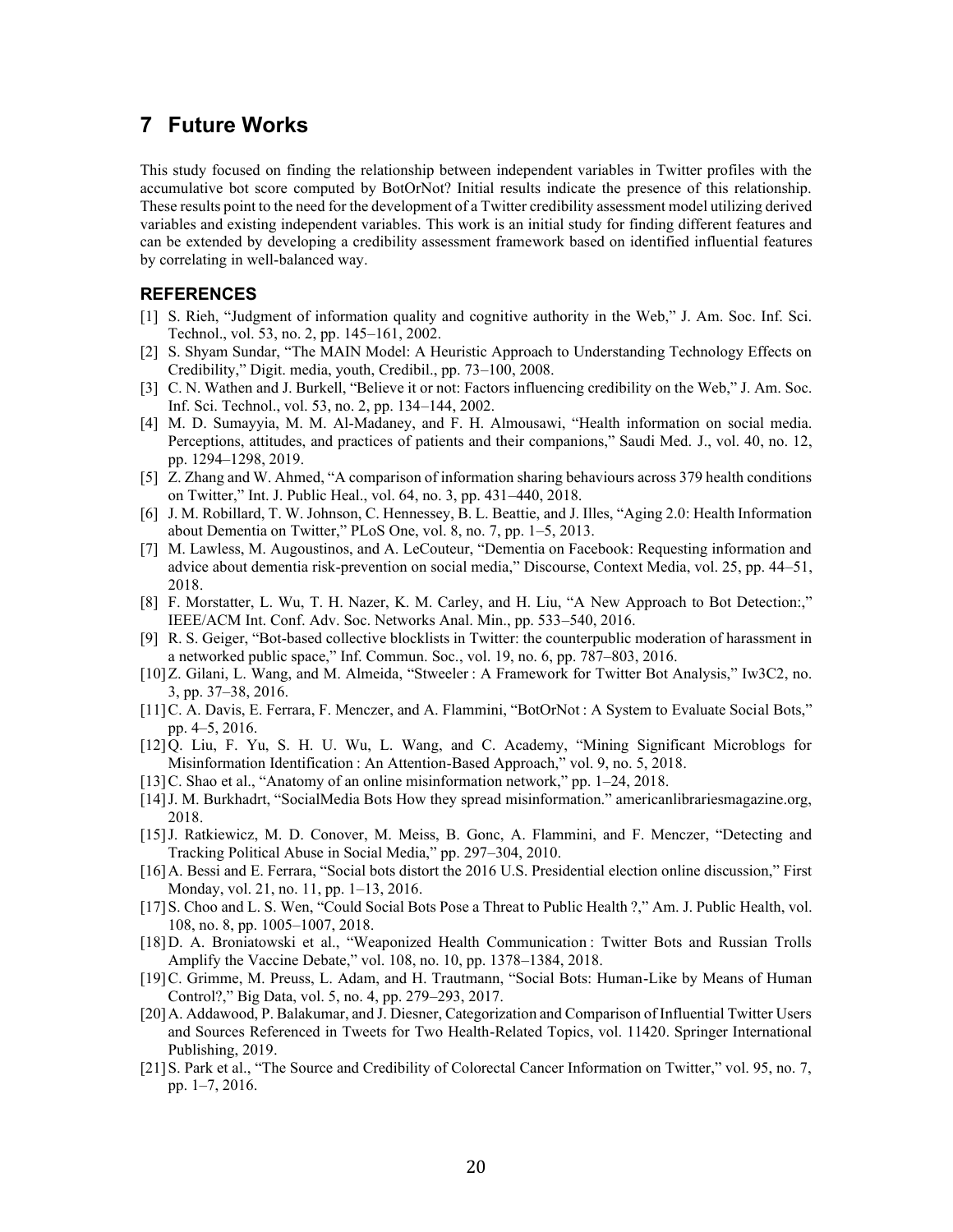# 7 Future Works

This study focused on finding the relationship between independent variables in Twitter profiles with the accumulative bot score computed by BotOrNot? Initial results indicate the presence of this relationship. These results point to the need for the development of a Twitter credibility assessment model utilizing derived variables and existing independent variables. This work is an initial study for finding different features and can be extended by developing a credibility assessment framework based on identified influential features by correlating in well-balanced way.

## REFERENCES

[1] S. Rieh, "Judgment of information quality and cognitive authority in the Web," J. Am. Soc. Inf. Sci. Technol., vol. 53, no. 2, pp. 145–161, 2002.

[2] S. Shyam Sundar, "The MAIN Model: A Heuristic Approach to Understanding Technology Effects on Credibility," Digit. media, youth, Credibil., pp. 73–100, 2008.

[3] C. N. Wathen and J. Burkell, "Believe it or not: Factors influencing credibility on the Web," J. Am. Soc. Inf. Sci. Technol., vol. 53, no. 2, pp. 134–144, 2002.

[4] M. D. Sumayyia, M. M. Al-Madaney, and F. H. Almousawi, "Health information on social media. Perceptions, attitudes, and practices of patients and their companions," Saudi Med. J., vol. 40, no. 12, pp. 1294–1298, 2019.

[5] Z. Zhang and W. Ahmed, "A comparison of information sharing behaviours across 379 health conditions on Twitter," Int. J. Public Heal., vol. 64, no. 3, pp. 431–440, 2018.

[6] J. M. Robillard, T. W. Johnson, C. Hennessey, B. L. Beattie, and J. Illes, "Aging 2.0: Health Information about Dementia on Twitter," PLoS One, vol. 8, no. 7, pp. 1–5, 2013.

[7] M. Lawless, M. Augoustinos, and A. LeCouteur, "Dementia on Facebook: Requesting information and advice about dementia risk-prevention on social media," Discourse, Context Media, vol. 25, pp. 44–51, 2018.

[8] F. Morstatter, L. Wu, T. H. Nazer, K. M. Carley, and H. Liu, "A New Approach to Bot Detection:," IEEE/ACM Int. Conf. Adv. Soc. Networks Anal. Min., pp. 533–540, 2016.

[9] R. S. Geiger, "Bot-based collective blocklists in Twitter: the counterpublic moderation of harassment in a networked public space," Inf. Commun. Soc., vol. 19, no. 6, pp. 787–803, 2016.

[10] Z. Gilani, L. Wang, and M. Almeida, "Stweeler : A Framework for Twitter Bot Analysis," Iw3C2, no. 3, pp. 37–38, 2016.

[11] C. A. Davis, E. Ferrara, F. Menczer, and A. Flammini, "BotOrNot : A System to Evaluate Social Bots," pp. 4–5, 2016.

[12] Q. Liu, F. Yu, S. H. U. Wu, L. Wang, and C. Academy, "Mining Significant Microblogs for Misinformation Identification : An Attention-Based Approach," vol. 9, no. 5, 2018.

[13] C. Shao et al., "Anatomy of an online misinformation network," pp. 1–24, 2018.

[14] J. M. Burkhadrt, "SocialMedia Bots How they spread misinformation." americanlibrariesmagazine.org, 2018.

[15] J. Ratkiewicz, M. D. Conover, M. Meiss, B. Gonc, A. Flammini, and F. Menczer, "Detecting and Tracking Political Abuse in Social Media," pp. 297–304, 2010.

[16] A. Bessi and E. Ferrara, "Social bots distort the 2016 U.S. Presidential election online discussion," First Monday, vol. 21, no. 11, pp. 1–13, 2016.

[17] S. Choo and L. S. Wen, "Could Social Bots Pose a Threat to Public Health ?," Am. J. Public Health, vol. 108, no. 8, pp. 1005–1007, 2018.

[18] D. A. Broniatowski et al., "Weaponized Health Communication : Twitter Bots and Russian Trolls Amplify the Vaccine Debate," vol. 108, no. 10, pp. 1378–1384, 2018.

[19] C. Grimme, M. Preuss, L. Adam, and H. Trautmann, "Social Bots: Human-Like by Means of Human Control?," Big Data, vol. 5, no. 4, pp. 279–293, 2017.

[20] A. Addawood, P. Balakumar, and J. Diesner, Categorization and Comparison of Influential Twitter Users and Sources Referenced in Tweets for Two Health-Related Topics, vol. 11420. Springer International Publishing, 2019.

[21] S. Park et al., "The Source and Credibility of Colorectal Cancer Information on Twitter," vol. 95, no. 7, pp. 1–7, 2016.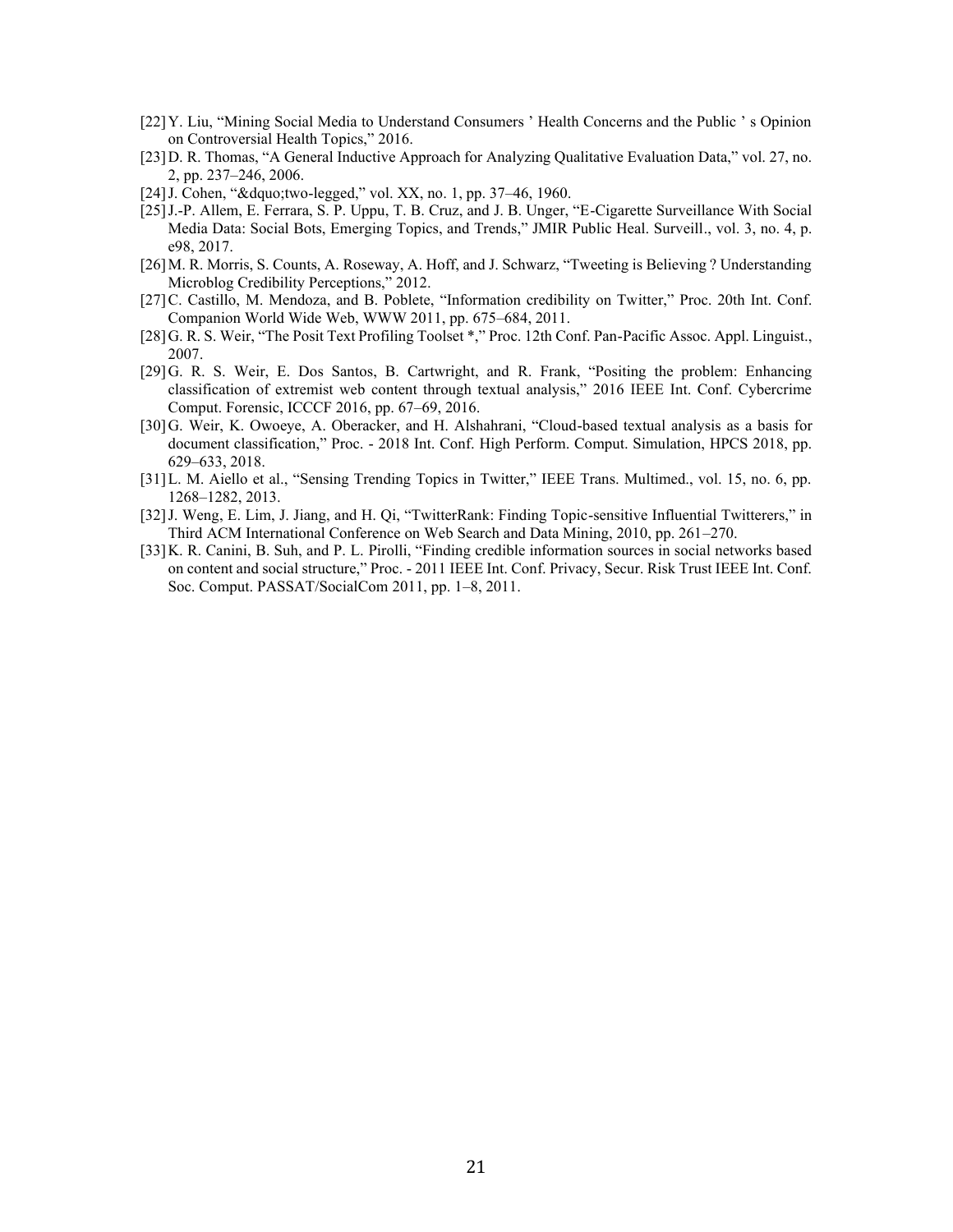[22] Y. Liu, "Mining Social Media to Understand Consumers ' Health Concerns and the Public ' s Opinion on Controversial Health Topics," 2016.

[23] D. R. Thomas, "A General Inductive Approach for Analyzing Qualitative Evaluation Data," vol. 27, no. 2, pp. 237–246, 2006.

[24] J. Cohen, "&dquo;two-legged," vol. XX, no. 1, pp. 37–46, 1960.

[25] J.-P. Allem, E. Ferrara, S. P. Uppu, T. B. Cruz, and J. B. Unger, "E-Cigarette Surveillance With Social Media Data: Social Bots, Emerging Topics, and Trends," JMIR Public Heal. Surveill., vol. 3, no. 4, p. e98, 2017.

[26] M. R. Morris, S. Counts, A. Roseway, A. Hoff, and J. Schwarz, "Tweeting is Believing ? Understanding Microblog Credibility Perceptions," 2012.

[27] C. Castillo, M. Mendoza, and B. Poblete, "Information credibility on Twitter," Proc. 20th Int. Conf. Companion World Wide Web, WWW 2011, pp. 675–684, 2011.

[28] G. R. S. Weir, "The Posit Text Profiling Toolset *," Proc. 12th Conf. Pan-Pacific Assoc. Appl. Linguist., 2007.

[29] G. R. S. Weir, E. Dos Santos, B. Cartwright, and R. Frank, "Positing the problem: Enhancing classification of extremist web content through textual analysis," 2016 IEEE Int. Conf. Cybercrime Comput. Forensic, ICCCF 2016, pp. 67–69, 2016.

[30] G. Weir, K. Owoeye, A. Oberacker, and H. Alshahrani, "Cloud-based textual analysis as a basis for document classification," Proc. - 2018 Int. Conf. High Perform. Comput. Simulation, HPCS 2018, pp. 629–633, 2018.

[31] L. M. Aiello et al., "Sensing Trending Topics in Twitter," IEEE Trans. Multimed., vol. 15, no. 6, pp. 1268–1282, 2013.

[32] J. Weng, E. Lim, J. Jiang, and H. Qi, "TwitterRank: Finding Topic-sensitive Influential Twitterers," in Third ACM International Conference on Web Search and Data Mining, 2010, pp. 261–270.

[33] K. R. Canini, B. Suh, and P. L. Pirolli, "Finding credible information sources in social networks based on content and social structure," Proc. - 2011 IEEE Int. Conf. Privacy, Secur. Risk Trust IEEE Int. Conf. Soc. Comput. PASSAT/SocialCom 2011, pp. 1–8, 2011.